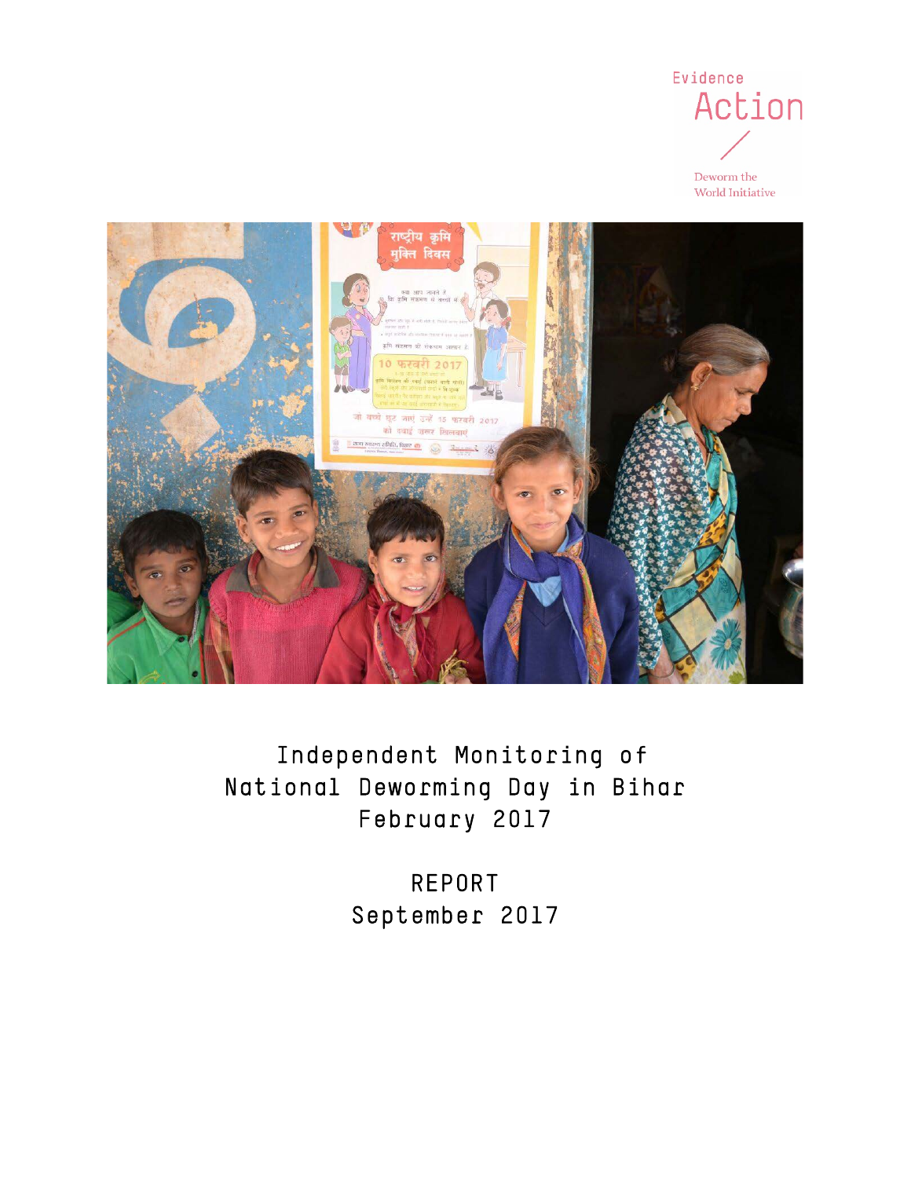Evidence Action

Deworm the World Initiative

# Independent Monitoring of National Deworming Day in Bihar February 2017

## REPORT
## September 2017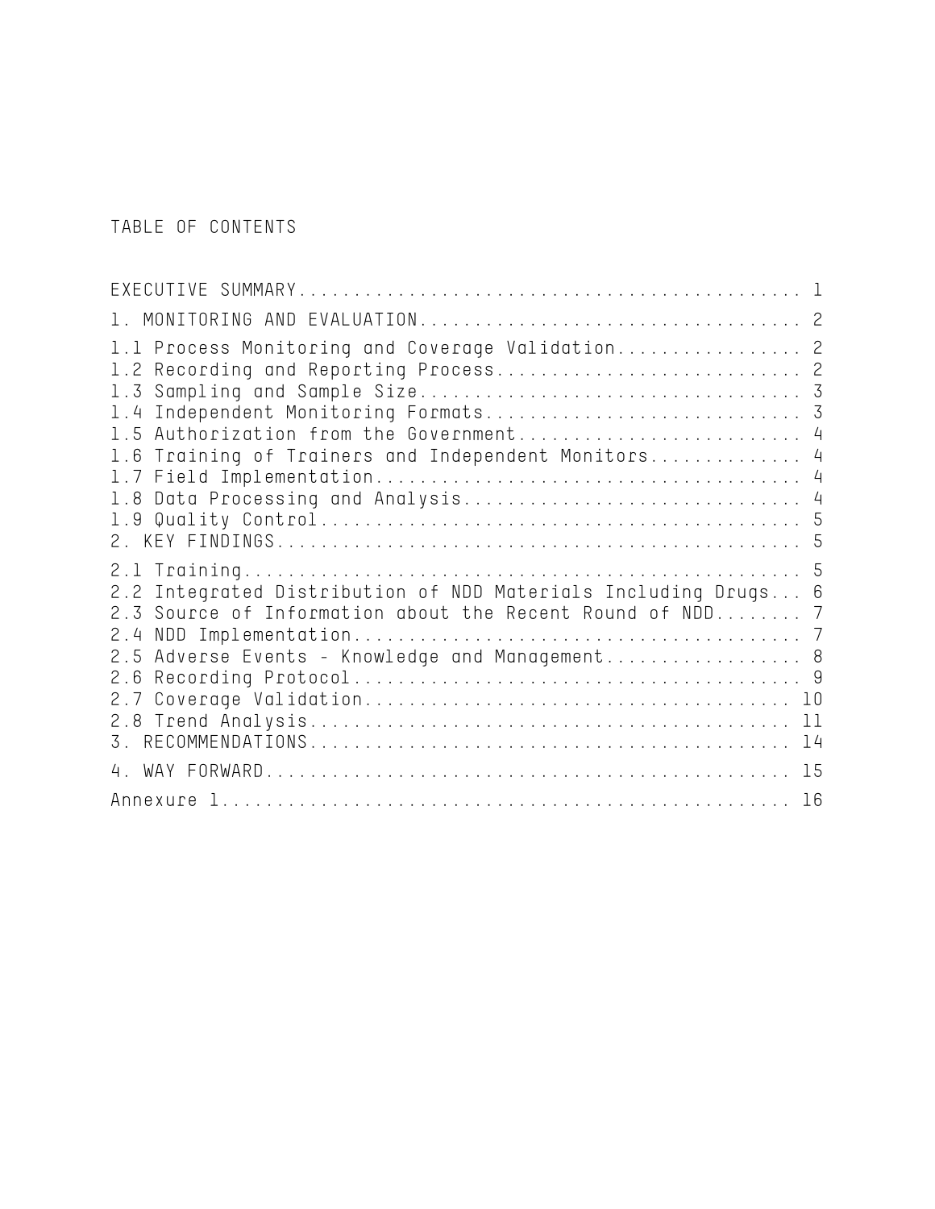# TABLE OF CONTENTS

EXECUTIVE SUMMARY.............................................. 1

1. MONITORING AND EVALUATION................................... 2

1.1 Process Monitoring and Coverage Validation................. 2
1.2 Recording and Reporting Process............................ 2
1.3 Sampling and Sample Size................................... 3
1.4 Independent Monitoring Formats............................. 3
1.5 Authorization from the Government.......................... 4
1.6 Training of Trainers and Independent Monitors.............. 4
1.7 Field Implementation....................................... 4
1.8 Data Processing and Analysis............................... 4
1.9 Quality Control............................................ 5
2. KEY FINDINGS................................................ 5

2.1 Training................................................... 5
2.2 Integrated Distribution of NDD Materials Including Drugs... 6
2.3 Source of Information about the Recent Round of NDD........ 7
2.4 NDD Implementation......................................... 7
2.5 Adverse Events - Knowledge and Management.................. 8
2.6 Recording Protocol......................................... 9
2.7 Coverage Validation....................................... 10
2.8 Trend Analysis............................................ 11
3. RECOMMENDATIONS............................................. 14

4. WAY FORWARD................................................ 15

Annexure 1.................................................... 16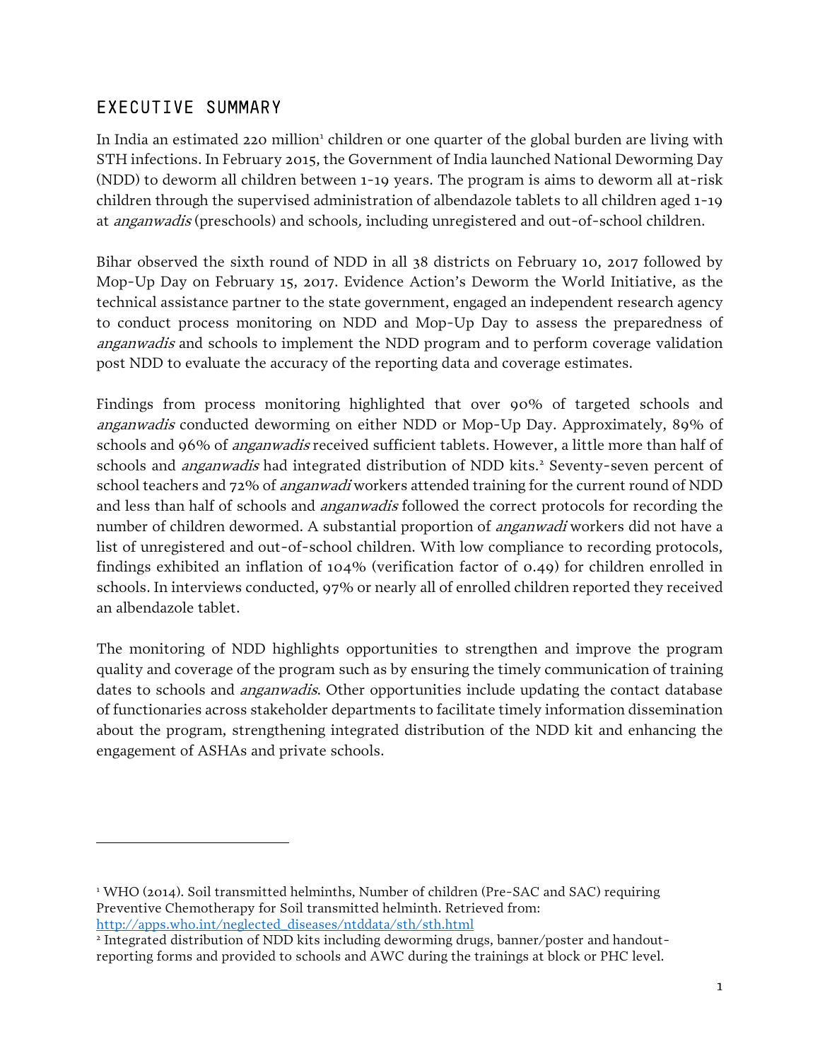## EXECUTIVE SUMMARY

In India an estimated 220 million[1] children or one quarter of the global burden are living with STH infections. In February 2015, the Government of India launched National Deworming Day (NDD) to deworm all children between 1-19 years. The program is aims to deworm all at-risk children through the supervised administration of albendazole tablets to all children aged 1-19 at *anganwadis* (preschools) and schools, including unregistered and out-of-school children.

Bihar observed the sixth round of NDD in all 38 districts on February 10, 2017 followed by Mop-Up Day on February 15, 2017. Evidence Action's Deworm the World Initiative, as the technical assistance partner to the state government, engaged an independent research agency to conduct process monitoring on NDD and Mop-Up Day to assess the preparedness of *anganwadis* and schools to implement the NDD program and to perform coverage validation post NDD to evaluate the accuracy of the reporting data and coverage estimates.

Findings from process monitoring highlighted that over 90% of targeted schools and *anganwadis* conducted deworming on either NDD or Mop-Up Day. Approximately, 89% of schools and 96% of *anganwadis* received sufficient tablets. However, a little more than half of schools and *anganwadis* had integrated distribution of NDD kits.[2] Seventy-seven percent of school teachers and 72% of *anganwadi* workers attended training for the current round of NDD and less than half of schools and *anganwadis* followed the correct protocols for recording the number of children dewormed. A substantial proportion of *anganwadi* workers did not have a list of unregistered and out-of-school children. With low compliance to recording protocols, findings exhibited an inflation of 104% (verification factor of 0.49) for children enrolled in schools. In interviews conducted, 97% or nearly all of enrolled children reported they received an albendazole tablet.

The monitoring of NDD highlights opportunities to strengthen and improve the program quality and coverage of the program such as by ensuring the timely communication of training dates to schools and *anganwadis*. Other opportunities include updating the contact database of functionaries across stakeholder departments to facilitate timely information dissemination about the program, strengthening integrated distribution of the NDD kit and enhancing the engagement of ASHAs and private schools.

---

[1] WHO (2014). Soil transmitted helminths, Number of children (Pre-SAC and SAC) requiring Preventive Chemotherapy for Soil transmitted helminth. Retrieved from: http://apps.who.int/neglected_diseases/ntddata/sth/sth.html

[2] Integrated distribution of NDD kits including deworming drugs, banner/poster and handout-reporting forms and provided to schools and AWC during the trainings at block or PHC level.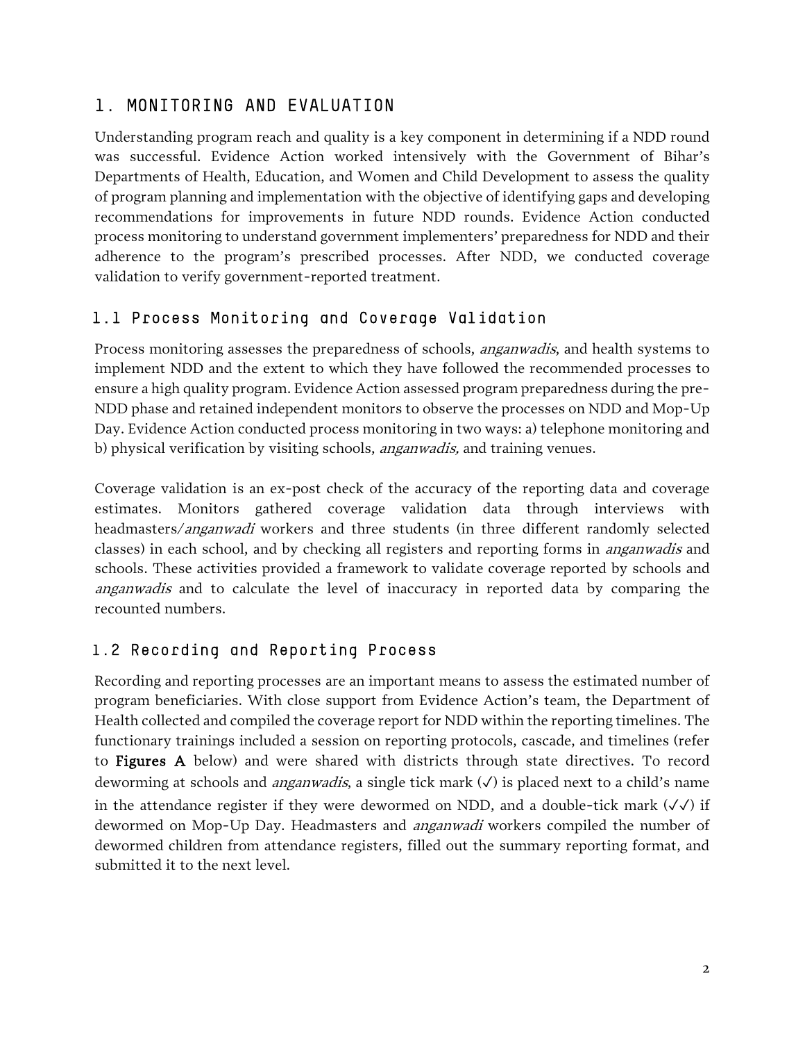# 1. MONITORING AND EVALUATION

Understanding program reach and quality is a key component in determining if a NDD round was successful. Evidence Action worked intensively with the Government of Bihar's Departments of Health, Education, and Women and Child Development to assess the quality of program planning and implementation with the objective of identifying gaps and developing recommendations for improvements in future NDD rounds. Evidence Action conducted process monitoring to understand government implementers' preparedness for NDD and their adherence to the program's prescribed processes. After NDD, we conducted coverage validation to verify government-reported treatment.

## 1.1 Process Monitoring and Coverage Validation

Process monitoring assesses the preparedness of schools, *anganwadis*, and health systems to implement NDD and the extent to which they have followed the recommended processes to ensure a high quality program. Evidence Action assessed program preparedness during the pre-NDD phase and retained independent monitors to observe the processes on NDD and Mop-Up Day. Evidence Action conducted process monitoring in two ways: a) telephone monitoring and b) physical verification by visiting schools, *anganwadis,* and training venues.

Coverage validation is an ex-post check of the accuracy of the reporting data and coverage estimates. Monitors gathered coverage validation data through interviews with headmasters/*anganwadi* workers and three students (in three different randomly selected classes) in each school, and by checking all registers and reporting forms in *anganwadis* and schools. These activities provided a framework to validate coverage reported by schools and *anganwadis* and to calculate the level of inaccuracy in reported data by comparing the recounted numbers.

## 1.2 Recording and Reporting Process

Recording and reporting processes are an important means to assess the estimated number of program beneficiaries. With close support from Evidence Action's team, the Department of Health collected and compiled the coverage report for NDD within the reporting timelines. The functionary trainings included a session on reporting protocols, cascade, and timelines (refer to **Figures A** below) and were shared with districts through state directives. To record deworming at schools and *anganwadis*, a single tick mark (✓) is placed next to a child's name in the attendance register if they were dewormed on NDD, and a double-tick mark (✓✓) if dewormed on Mop-Up Day. Headmasters and *anganwadi* workers compiled the number of dewormed children from attendance registers, filled out the summary reporting format, and submitted it to the next level.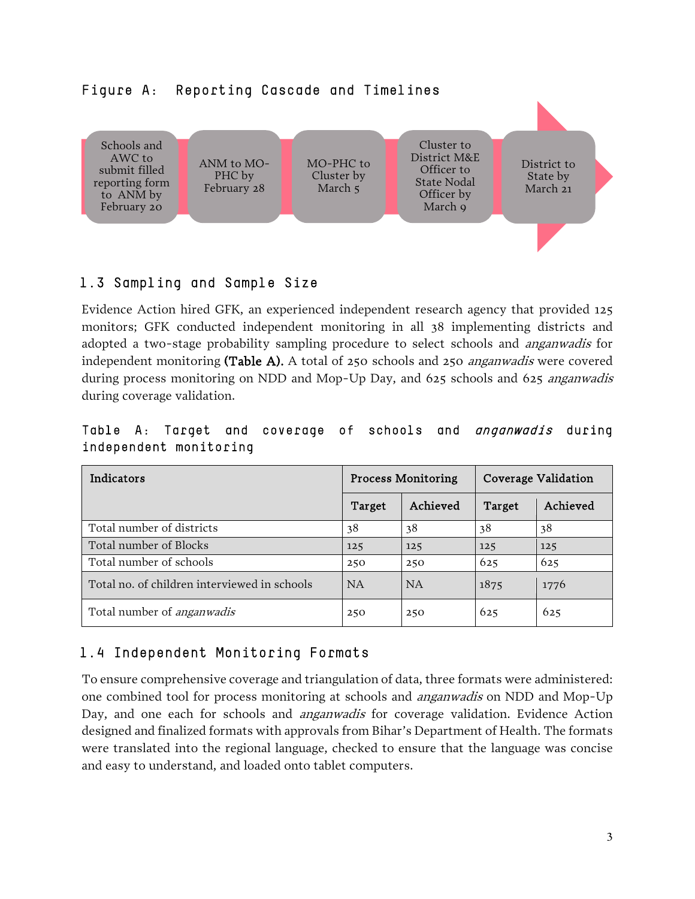Figure A: Reporting Cascade and Timelines

Schools and AWC to submit filled reporting form to ANM by February 20 → ANM to MO-PHC by February 28 → MO-PHC to Cluster by March 5 → Cluster to District M&E Officer to State Nodal Officer by March 9 → District to State by March 21

## 1.3 Sampling and Sample Size

Evidence Action hired GFK, an experienced independent research agency that provided 125 monitors; GFK conducted independent monitoring in all 38 implementing districts and adopted a two-stage probability sampling procedure to select schools and *anganwadis* for independent monitoring **(Table A).** A total of 250 schools and 250 *anganwadis* were covered during process monitoring on NDD and Mop-Up Day, and 625 schools and 625 *anganwadis* during coverage validation.

Table A: Target and coverage of schools and *anganwadis* during independent monitoring

| Indicators | Process Monitoring | | Coverage Validation | |
|---|---|---|---|---|
| | Target | Achieved | Target | Achieved |
| Total number of districts | 38 | 38 | 38 | 38 |
| Total number of Blocks | 125 | 125 | 125 | 125 |
| Total number of schools | 250 | 250 | 625 | 625 |
| Total no. of children interviewed in schools | NA | NA | 1875 | 1776 |
| Total number of *anganwadis* | 250 | 250 | 625 | 625 |

## 1.4 Independent Monitoring Formats

To ensure comprehensive coverage and triangulation of data, three formats were administered: one combined tool for process monitoring at schools and *anganwadis* on NDD and Mop-Up Day, and one each for schools and *anganwadis* for coverage validation. Evidence Action designed and finalized formats with approvals from Bihar's Department of Health. The formats were translated into the regional language, checked to ensure that the language was concise and easy to understand, and loaded onto tablet computers.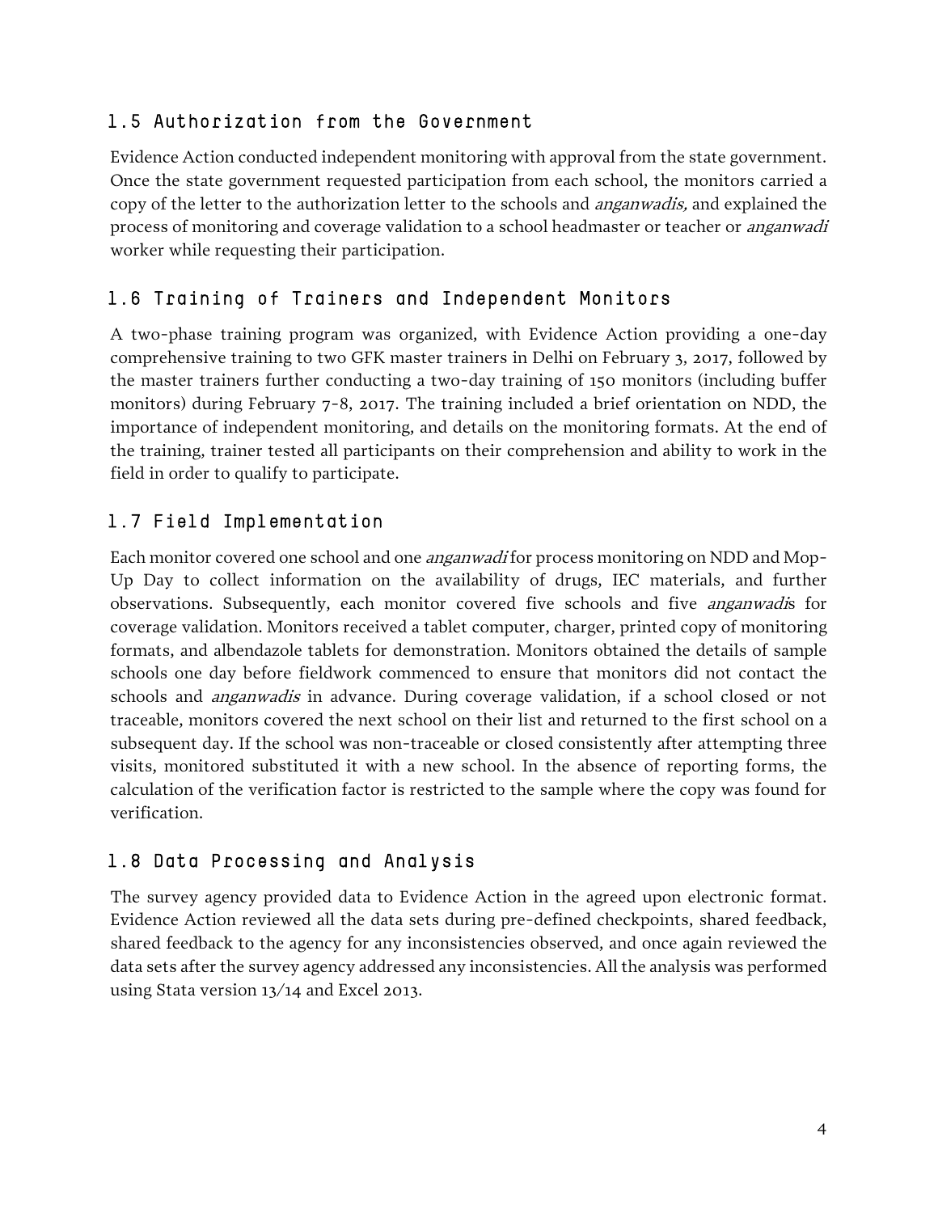## 1.5 Authorization from the Government

Evidence Action conducted independent monitoring with approval from the state government. Once the state government requested participation from each school, the monitors carried a copy of the letter to the authorization letter to the schools and *anganwadis,* and explained the process of monitoring and coverage validation to a school headmaster or teacher or *anganwadi* worker while requesting their participation.

## 1.6 Training of Trainers and Independent Monitors

A two-phase training program was organized, with Evidence Action providing a one-day comprehensive training to two GFK master trainers in Delhi on February 3, 2017, followed by the master trainers further conducting a two-day training of 150 monitors (including buffer monitors) during February 7-8, 2017. The training included a brief orientation on NDD, the importance of independent monitoring, and details on the monitoring formats. At the end of the training, trainer tested all participants on their comprehension and ability to work in the field in order to qualify to participate.

## 1.7 Field Implementation

Each monitor covered one school and one *anganwadi* for process monitoring on NDD and Mop-Up Day to collect information on the availability of drugs, IEC materials, and further observations. Subsequently, each monitor covered five schools and five *anganwadi*s for coverage validation. Monitors received a tablet computer, charger, printed copy of monitoring formats, and albendazole tablets for demonstration. Monitors obtained the details of sample schools one day before fieldwork commenced to ensure that monitors did not contact the schools and *anganwadis* in advance. During coverage validation, if a school closed or not traceable, monitors covered the next school on their list and returned to the first school on a subsequent day. If the school was non-traceable or closed consistently after attempting three visits, monitored substituted it with a new school. In the absence of reporting forms, the calculation of the verification factor is restricted to the sample where the copy was found for verification.

## 1.8 Data Processing and Analysis

The survey agency provided data to Evidence Action in the agreed upon electronic format. Evidence Action reviewed all the data sets during pre-defined checkpoints, shared feedback, shared feedback to the agency for any inconsistencies observed, and once again reviewed the data sets after the survey agency addressed any inconsistencies. All the analysis was performed using Stata version 13/14 and Excel 2013.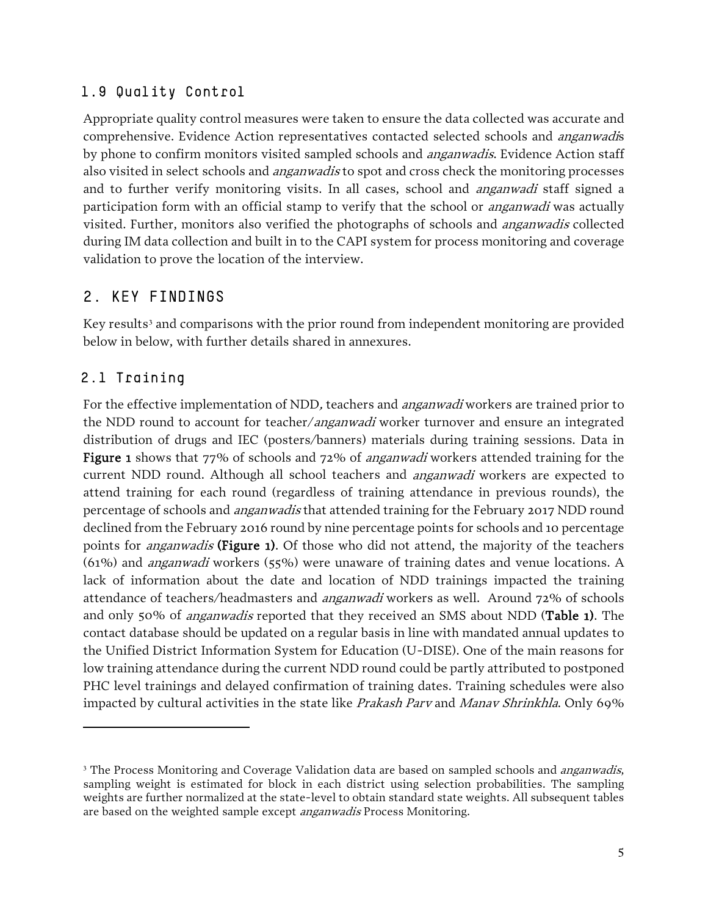### 1.9 Quality Control

Appropriate quality control measures were taken to ensure the data collected was accurate and comprehensive. Evidence Action representatives contacted selected schools and *anganwadi*s by phone to confirm monitors visited sampled schools and *anganwadis*. Evidence Action staff also visited in select schools and *anganwadis* to spot and cross check the monitoring processes and to further verify monitoring visits. In all cases, school and *anganwadi* staff signed a participation form with an official stamp to verify that the school or *anganwadi* was actually visited. Further, monitors also verified the photographs of schools and *anganwadis* collected during IM data collection and built in to the CAPI system for process monitoring and coverage validation to prove the location of the interview.

## 2. KEY FINDINGS

Key results[3] and comparisons with the prior round from independent monitoring are provided below in below, with further details shared in annexures.

### 2.1 Training

For the effective implementation of NDD, teachers and *anganwadi* workers are trained prior to the NDD round to account for teacher/*anganwadi* worker turnover and ensure an integrated distribution of drugs and IEC (posters/banners) materials during training sessions. Data in **Figure 1** shows that 77% of schools and 72% of *anganwadi* workers attended training for the current NDD round. Although all school teachers and *anganwadi* workers are expected to attend training for each round (regardless of training attendance in previous rounds), the percentage of schools and *anganwadis* that attended training for the February 2017 NDD round declined from the February 2016 round by nine percentage points for schools and 10 percentage points for *anganwadis* **(Figure 1)**. Of those who did not attend, the majority of the teachers (61%) and *anganwadi* workers (55%) were unaware of training dates and venue locations. A lack of information about the date and location of NDD trainings impacted the training attendance of teachers/headmasters and *anganwadi* workers as well. Around 72% of schools and only 50% of *anganwadis* reported that they received an SMS about NDD (**Table 1**). The contact database should be updated on a regular basis in line with mandated annual updates to the Unified District Information System for Education (U-DISE). One of the main reasons for low training attendance during the current NDD round could be partly attributed to postponed PHC level trainings and delayed confirmation of training dates. Training schedules were also impacted by cultural activities in the state like *Prakash Parv* and *Manav Shrinkhla*. Only 69%

---

[3] The Process Monitoring and Coverage Validation data are based on sampled schools and *anganwadis*, sampling weight is estimated for block in each district using selection probabilities. The sampling weights are further normalized at the state-level to obtain standard state weights. All subsequent tables are based on the weighted sample except *anganwadis* Process Monitoring.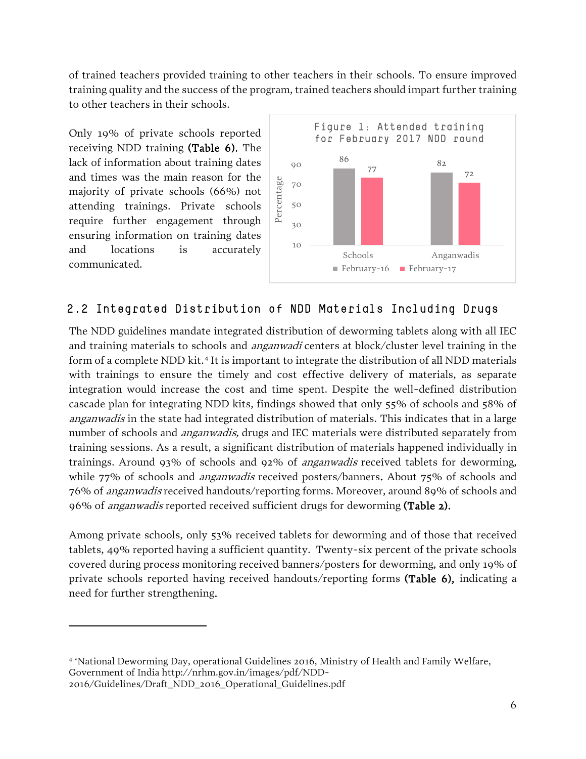of trained teachers provided training to other teachers in their schools. To ensure improved training quality and the success of the program, trained teachers should impart further training to other teachers in their schools.

Only 19% of private schools reported receiving NDD training **(Table 6).** The lack of information about training dates and times was the main reason for the majority of private schools (66%) not attending trainings. Private schools require further engagement through ensuring information on training dates and locations is accurately communicated.

Figure 1: Attended training for February 2017 NDD round

| | February-16 | February-17 |
|---|---|---|
| Schools | 86 | 77 |
| Anganwadis | 82 | 72 |

## 2.2 Integrated Distribution of NDD Materials Including Drugs

The NDD guidelines mandate integrated distribution of deworming tablets along with all IEC and training materials to schools and *anganwadi* centers at block/cluster level training in the form of a complete NDD kit.[4] It is important to integrate the distribution of all NDD materials with trainings to ensure the timely and cost effective delivery of materials, as separate integration would increase the cost and time spent. Despite the well-defined distribution cascade plan for integrating NDD kits, findings showed that only 55% of schools and 58% of *anganwadis* in the state had integrated distribution of materials. This indicates that in a large number of schools and *anganwadis,* drugs and IEC materials were distributed separately from training sessions. As a result, a significant distribution of materials happened individually in trainings. Around 93% of schools and 92% of *anganwadis* received tablets for deworming, while 77% of schools and *anganwadis* received posters/banners. About 75% of schools and 76% of *anganwadis* received handouts/reporting forms. Moreover, around 89% of schools and 96% of *anganwadis* reported received sufficient drugs for deworming **(Table 2).**

Among private schools, only 53% received tablets for deworming and of those that received tablets, 49% reported having a sufficient quantity. Twenty-six percent of the private schools covered during process monitoring received banners/posters for deworming, and only 19% of private schools reported having received handouts/reporting forms **(Table 6),** indicating a need for further strengthening.

---

[4] 'National Deworming Day, operational Guidelines 2016, Ministry of Health and Family Welfare, Government of India http://nrhm.gov.in/images/pdf/NDD-2016/Guidelines/Draft_NDD_2016_Operational_Guidelines.pdf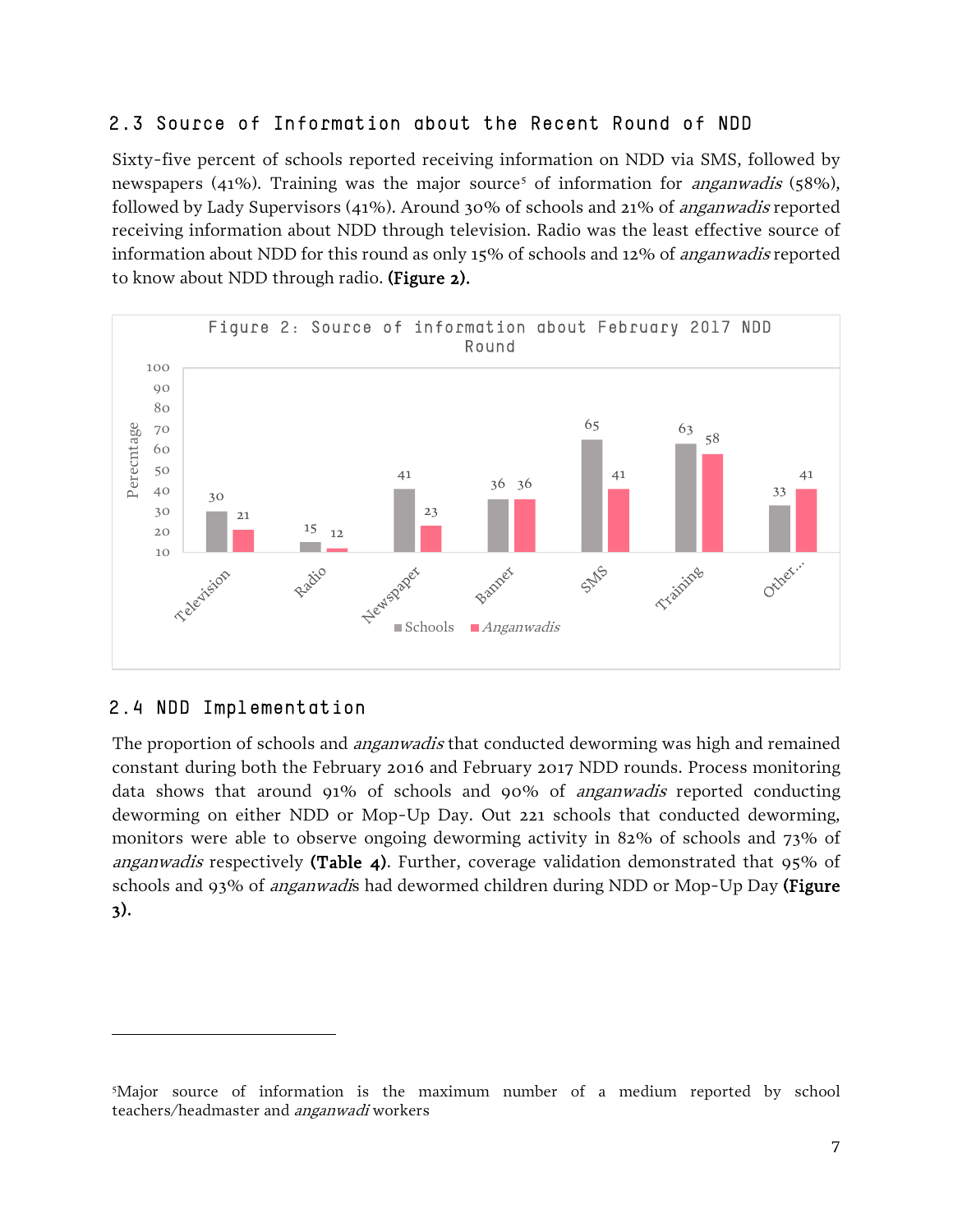## 2.3 Source of Information about the Recent Round of NDD

Sixty-five percent of schools reported receiving information on NDD via SMS, followed by newspapers (41%). Training was the major source[5] of information for *anganwadis* (58%), followed by Lady Supervisors (41%). Around 30% of schools and 21% of *anganwadis* reported receiving information about NDD through television. Radio was the least effective source of information about NDD for this round as only 15% of schools and 12% of *anganwadis* reported to know about NDD through radio. **(Figure 2).**

Figure 2: Source of information about February 2017 NDD Round

| Source | Schools | *Anganwadis* |
|---|---|---|
| Television | 30 | 21 |
| Radio | 15 | 12 |
| Newspaper | 41 | 23 |
| Banner | 36 | 36 |
| SMS | 65 | 41 |
| Training | 63 | 58 |
| Other... | 33 | 41 |

## 2.4 NDD Implementation

The proportion of schools and *anganwadis* that conducted deworming was high and remained constant during both the February 2016 and February 2017 NDD rounds. Process monitoring data shows that around 91% of schools and 90% of *anganwadis* reported conducting deworming on either NDD or Mop-Up Day. Out 221 schools that conducted deworming, monitors were able to observe ongoing deworming activity in 82% of schools and 73% of *anganwadis* respectively **(Table 4)**. Further, coverage validation demonstrated that 95% of schools and 93% of *anganwadis* had dewormed children during NDD or Mop-Up Day **(Figure 3).**

[5]Major source of information is the maximum number of a medium reported by school teachers/headmaster and *anganwadi* workers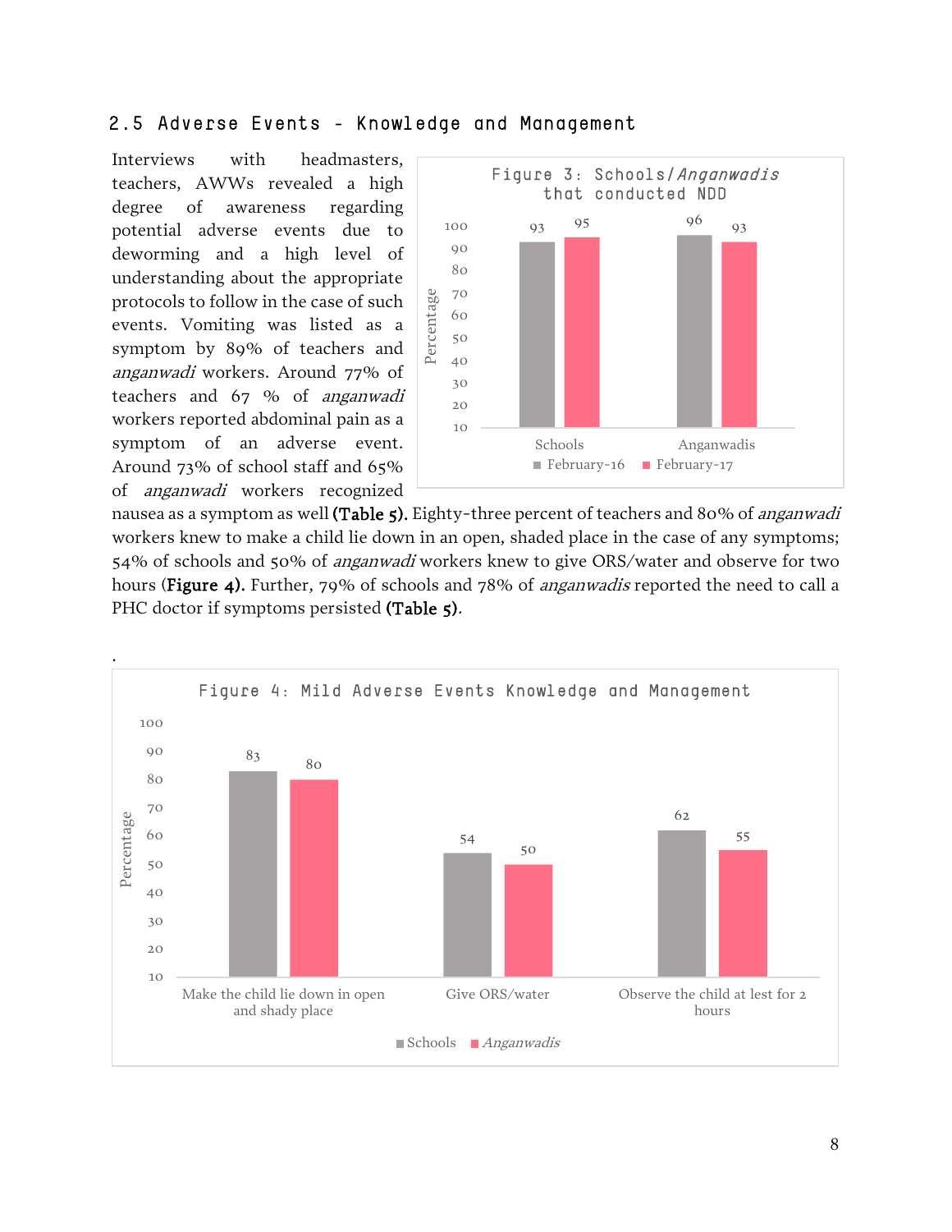## 2.5 Adverse Events - Knowledge and Management

Interviews with headmasters, teachers, AWWs revealed a high degree of awareness regarding potential adverse events due to deworming and a high level of understanding about the appropriate protocols to follow in the case of such events. Vomiting was listed as a symptom by 89% of teachers and *anganwadi* workers. Around 77% of teachers and 67 % of *anganwadi* workers reported abdominal pain as a symptom of an adverse event. Around 73% of school staff and 65% of *anganwadi* workers recognized nausea as a symptom as well **(Table 5).** Eighty-three percent of teachers and 80% of *anganwadi* workers knew to make a child lie down in an open, shaded place in the case of any symptoms; 54% of schools and 50% of *anganwadi* workers knew to give ORS/water and observe for two hours (**Figure 4).** Further, 79% of schools and 78% of *anganwadis* reported the need to call a PHC doctor if symptoms persisted **(Table 5)**.

**Figure 3: Schools/*Anganwadis* that conducted NDD**

| | February-16 | February-17 |
|---|---|---|
| Schools | 93 | 95 |
| Anganwadis | 96 | 93 |

**Figure 4: Mild Adverse Events Knowledge and Management**

| | Schools | *Anganwadis* |
|---|---|---|
| Make the child lie down in open and shady place | 83 | 80 |
| Give ORS/water | 54 | 50 |
| Observe the child at lest for 2 hours | 62 | 55 |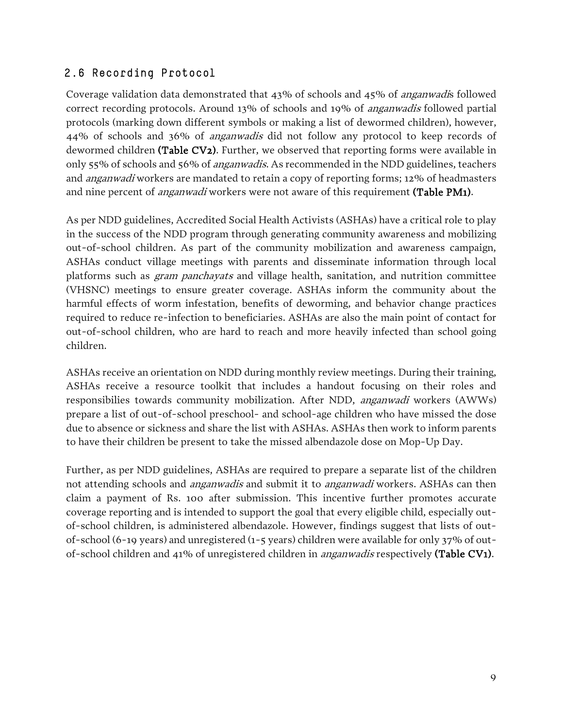## 2.6 Recording Protocol

Coverage validation data demonstrated that 43% of schools and 45% of *anganwadis* followed correct recording protocols. Around 13% of schools and 19% of *anganwadis* followed partial protocols (marking down different symbols or making a list of dewormed children), however, 44% of schools and 36% of *anganwadis* did not follow any protocol to keep records of dewormed children **(Table CV2)**. Further, we observed that reporting forms were available in only 55% of schools and 56% of *anganwadis*. As recommended in the NDD guidelines, teachers and *anganwadi* workers are mandated to retain a copy of reporting forms; 12% of headmasters and nine percent of *anganwadi* workers were not aware of this requirement **(Table PM1)**.

As per NDD guidelines, Accredited Social Health Activists (ASHAs) have a critical role to play in the success of the NDD program through generating community awareness and mobilizing out-of-school children. As part of the community mobilization and awareness campaign, ASHAs conduct village meetings with parents and disseminate information through local platforms such as *gram panchayats* and village health, sanitation, and nutrition committee (VHSNC) meetings to ensure greater coverage. ASHAs inform the community about the harmful effects of worm infestation, benefits of deworming, and behavior change practices required to reduce re-infection to beneficiaries. ASHAs are also the main point of contact for out-of-school children, who are hard to reach and more heavily infected than school going children.

ASHAs receive an orientation on NDD during monthly review meetings. During their training, ASHAs receive a resource toolkit that includes a handout focusing on their roles and responsibilies towards community mobilization. After NDD, *anganwadi* workers (AWWs) prepare a list of out-of-school preschool- and school-age children who have missed the dose due to absence or sickness and share the list with ASHAs. ASHAs then work to inform parents to have their children be present to take the missed albendazole dose on Mop-Up Day.

Further, as per NDD guidelines, ASHAs are required to prepare a separate list of the children not attending schools and *anganwadis* and submit it to *anganwadi* workers. ASHAs can then claim a payment of Rs. 100 after submission. This incentive further promotes accurate coverage reporting and is intended to support the goal that every eligible child, especially out-of-school children, is administered albendazole. However, findings suggest that lists of out-of-school (6-19 years) and unregistered (1-5 years) children were available for only 37% of out-of-school children and 41% of unregistered children in *anganwadis* respectively **(Table CV1)**.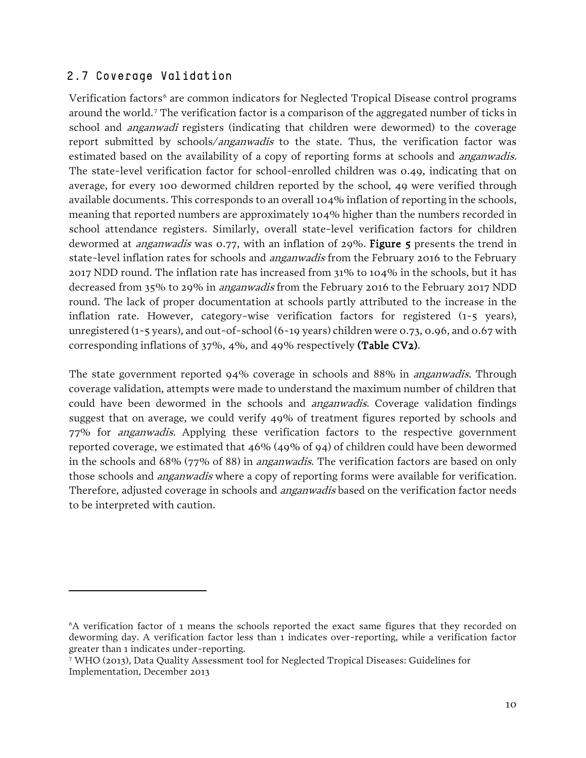## 2.7 Coverage Validation

Verification factors[6] are common indicators for Neglected Tropical Disease control programs around the world.[7] The verification factor is a comparison of the aggregated number of ticks in school and *anganwadi* registers (indicating that children were dewormed) to the coverage report submitted by schools/*anganwadis* to the state. Thus, the verification factor was estimated based on the availability of a copy of reporting forms at schools and *anganwadis.* The state-level verification factor for school-enrolled children was 0.49, indicating that on average, for every 100 dewormed children reported by the school, 49 were verified through available documents. This corresponds to an overall 104% inflation of reporting in the schools, meaning that reported numbers are approximately 104% higher than the numbers recorded in school attendance registers. Similarly, overall state-level verification factors for children dewormed at *anganwadis* was 0.77, with an inflation of 29%. **Figure 5** presents the trend in state-level inflation rates for schools and *anganwadis* from the February 2016 to the February 2017 NDD round. The inflation rate has increased from 31% to 104% in the schools, but it has decreased from 35% to 29% in *anganwadis* from the February 2016 to the February 2017 NDD round. The lack of proper documentation at schools partly attributed to the increase in the inflation rate. However, category-wise verification factors for registered (1-5 years), unregistered (1-5 years), and out-of-school (6-19 years) children were 0.73, 0.96, and 0.67 with corresponding inflations of 37%, 4%, and 49% respectively **(Table CV2)**.

The state government reported 94% coverage in schools and 88% in *anganwadis*. Through coverage validation, attempts were made to understand the maximum number of children that could have been dewormed in the schools and *anganwadis*. Coverage validation findings suggest that on average, we could verify 49% of treatment figures reported by schools and 77% for *anganwadis*. Applying these verification factors to the respective government reported coverage, we estimated that 46% (49% of 94) of children could have been dewormed in the schools and 68% (77% of 88) in *anganwadis*. The verification factors are based on only those schools and *anganwadis* where a copy of reporting forms were available for verification. Therefore, adjusted coverage in schools and *anganwadis* based on the verification factor needs to be interpreted with caution.

---

[6] A verification factor of 1 means the schools reported the exact same figures that they recorded on deworming day. A verification factor less than 1 indicates over-reporting, while a verification factor greater than 1 indicates under-reporting.

[7] WHO (2013), Data Quality Assessment tool for Neglected Tropical Diseases: Guidelines for Implementation, December 2013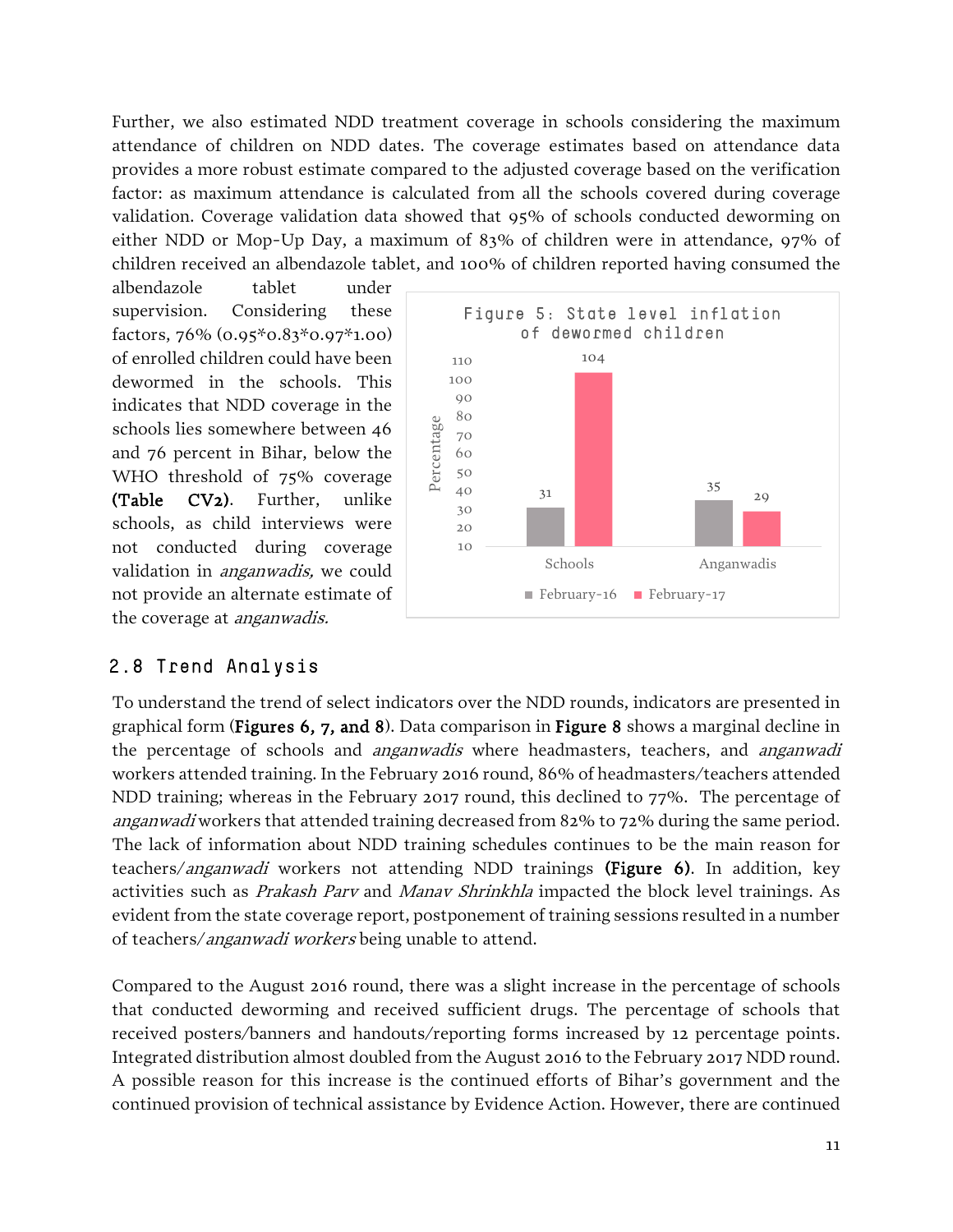Further, we also estimated NDD treatment coverage in schools considering the maximum attendance of children on NDD dates. The coverage estimates based on attendance data provides a more robust estimate compared to the adjusted coverage based on the verification factor: as maximum attendance is calculated from all the schools covered during coverage validation. Coverage validation data showed that 95% of schools conducted deworming on either NDD or Mop-Up Day, a maximum of 83% of children were in attendance, 97% of children received an albendazole tablet, and 100% of children reported having consumed the albendazole tablet under supervision. Considering these factors, 76% (0.95*0.83*0.97*1.00) of enrolled children could have been dewormed in the schools. This indicates that NDD coverage in the schools lies somewhere between 46 and 76 percent in Bihar, below the WHO threshold of 75% coverage **(Table CV2)**. Further, unlike schools, as child interviews were not conducted during coverage validation in *anganwadis,* we could not provide an alternate estimate of the coverage at *anganwadis.*

Figure 5: State level inflation of dewormed children

| | February-16 | February-17 |
|---|---|---|
| Schools | 31 | 104 |
| Anganwadis | 35 | 29 |

## 2.8 Trend Analysis

To understand the trend of select indicators over the NDD rounds, indicators are presented in graphical form (**Figures 6, 7, and 8**). Data comparison in **Figure 8** shows a marginal decline in the percentage of schools and *anganwadis* where headmasters, teachers, and *anganwadi* workers attended training. In the February 2016 round, 86% of headmasters/teachers attended NDD training; whereas in the February 2017 round, this declined to 77%. The percentage of *anganwadi* workers that attended training decreased from 82% to 72% during the same period. The lack of information about NDD training schedules continues to be the main reason for teachers/*anganwadi* workers not attending NDD trainings **(Figure 6)**. In addition, key activities such as *Prakash Parv* and *Manav Shrinkhla* impacted the block level trainings. As evident from the state coverage report, postponement of training sessions resulted in a number of teachers/*anganwadi workers* being unable to attend.

Compared to the August 2016 round, there was a slight increase in the percentage of schools that conducted deworming and received sufficient drugs. The percentage of schools that received posters/banners and handouts/reporting forms increased by 12 percentage points. Integrated distribution almost doubled from the August 2016 to the February 2017 NDD round. A possible reason for this increase is the continued efforts of Bihar's government and the continued provision of technical assistance by Evidence Action. However, there are continued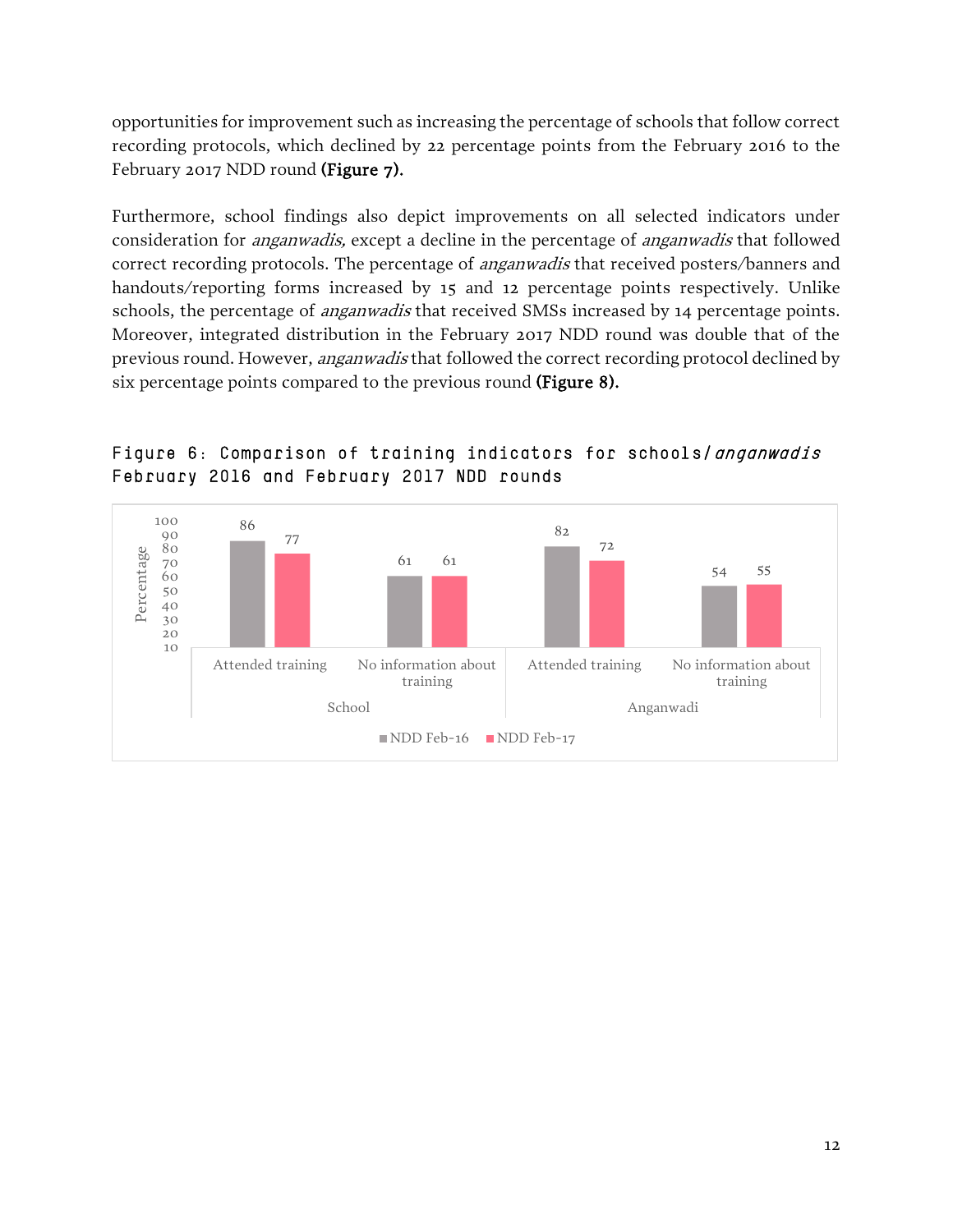opportunities for improvement such as increasing the percentage of schools that follow correct recording protocols, which declined by 22 percentage points from the February 2016 to the February 2017 NDD round **(Figure 7).**

Furthermore, school findings also depict improvements on all selected indicators under consideration for *anganwadis,* except a decline in the percentage of *anganwadis* that followed correct recording protocols. The percentage of *anganwadis* that received posters/banners and handouts/reporting forms increased by 15 and 12 percentage points respectively. Unlike schools, the percentage of *anganwadis* that received SMSs increased by 14 percentage points. Moreover, integrated distribution in the February 2017 NDD round was double that of the previous round. However, *anganwadis* that followed the correct recording protocol declined by six percentage points compared to the previous round **(Figure 8).**

Figure 6: Comparison of training indicators for schools/*anganwadis* February 2016 and February 2017 NDD rounds

| Category | Indicator | NDD Feb-16 | NDD Feb-17 |
|---|---|---|---|
| School | Attended training | 86 | 77 |
| School | No information about training | 61 | 61 |
| Anganwadi | Attended training | 82 | 72 |
| Anganwadi | No information about training | 54 | 55 |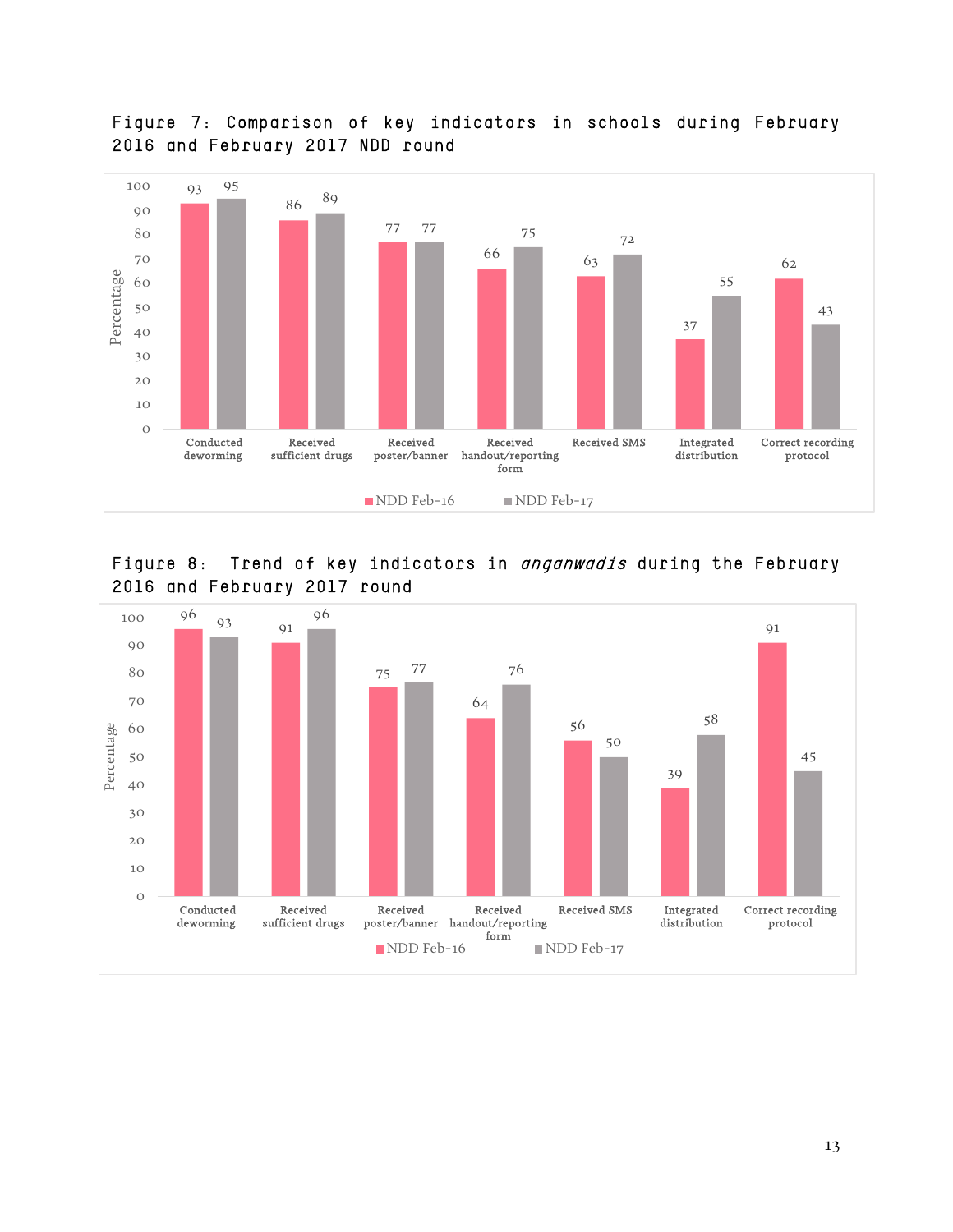Figure 7: Comparison of key indicators in schools during February 2016 and February 2017 NDD round

| Indicator | NDD Feb-16 | NDD Feb-17 |
|---|---|---|
| Conducted deworming | 93 | 95 |
| Received sufficient drugs | 86 | 89 |
| Received poster/banner | 77 | 77 |
| Received handout/reporting form | 66 | 75 |
| Received SMS | 63 | 72 |
| Integrated distribution | 37 | 55 |
| Correct recording protocol | 62 | 43 |

Figure 8: Trend of key indicators in *anganwadis* during the February 2016 and February 2017 round

| Indicator | NDD Feb-16 | NDD Feb-17 |
|---|---|---|
| Conducted deworming | 96 | 93 |
| Received sufficient drugs | 91 | 96 |
| Received poster/banner | 75 | 77 |
| Received handout/reporting form | 64 | 76 |
| Received SMS | 56 | 50 |
| Integrated distribution | 39 | 58 |
| Correct recording protocol | 91 | 45 |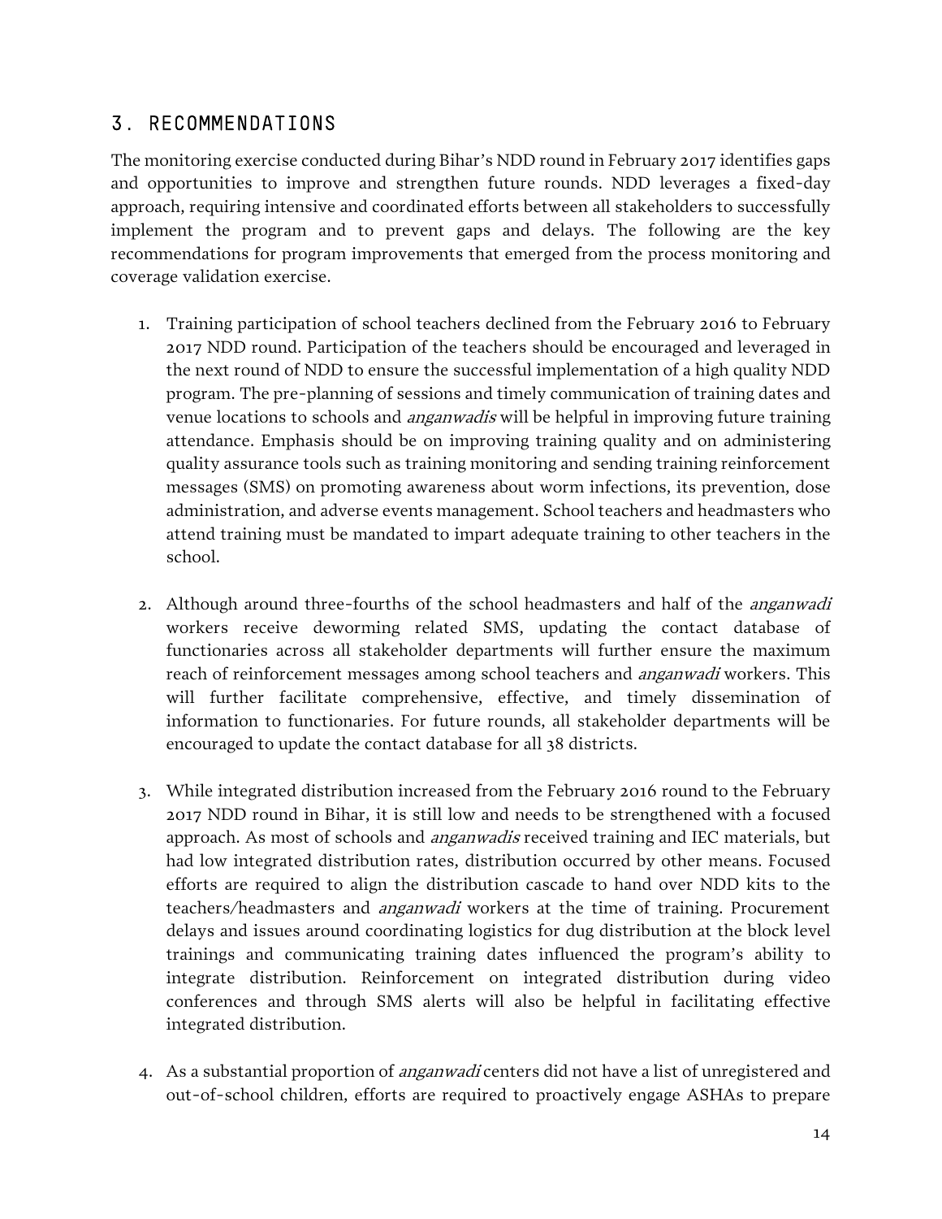## 3. RECOMMENDATIONS

The monitoring exercise conducted during Bihar's NDD round in February 2017 identifies gaps and opportunities to improve and strengthen future rounds. NDD leverages a fixed-day approach, requiring intensive and coordinated efforts between all stakeholders to successfully implement the program and to prevent gaps and delays. The following are the key recommendations for program improvements that emerged from the process monitoring and coverage validation exercise.

1. Training participation of school teachers declined from the February 2016 to February 2017 NDD round. Participation of the teachers should be encouraged and leveraged in the next round of NDD to ensure the successful implementation of a high quality NDD program. The pre-planning of sessions and timely communication of training dates and venue locations to schools and *anganwadis* will be helpful in improving future training attendance. Emphasis should be on improving training quality and on administering quality assurance tools such as training monitoring and sending training reinforcement messages (SMS) on promoting awareness about worm infections, its prevention, dose administration, and adverse events management. School teachers and headmasters who attend training must be mandated to impart adequate training to other teachers in the school.

2. Although around three-fourths of the school headmasters and half of the *anganwadi* workers receive deworming related SMS, updating the contact database of functionaries across all stakeholder departments will further ensure the maximum reach of reinforcement messages among school teachers and *anganwadi* workers. This will further facilitate comprehensive, effective, and timely dissemination of information to functionaries. For future rounds, all stakeholder departments will be encouraged to update the contact database for all 38 districts.

3. While integrated distribution increased from the February 2016 round to the February 2017 NDD round in Bihar, it is still low and needs to be strengthened with a focused approach. As most of schools and *anganwadis* received training and IEC materials, but had low integrated distribution rates, distribution occurred by other means. Focused efforts are required to align the distribution cascade to hand over NDD kits to the teachers/headmasters and *anganwadi* workers at the time of training. Procurement delays and issues around coordinating logistics for dug distribution at the block level trainings and communicating training dates influenced the program's ability to integrate distribution. Reinforcement on integrated distribution during video conferences and through SMS alerts will also be helpful in facilitating effective integrated distribution.

4. As a substantial proportion of *anganwadi* centers did not have a list of unregistered and out-of-school children, efforts are required to proactively engage ASHAs to prepare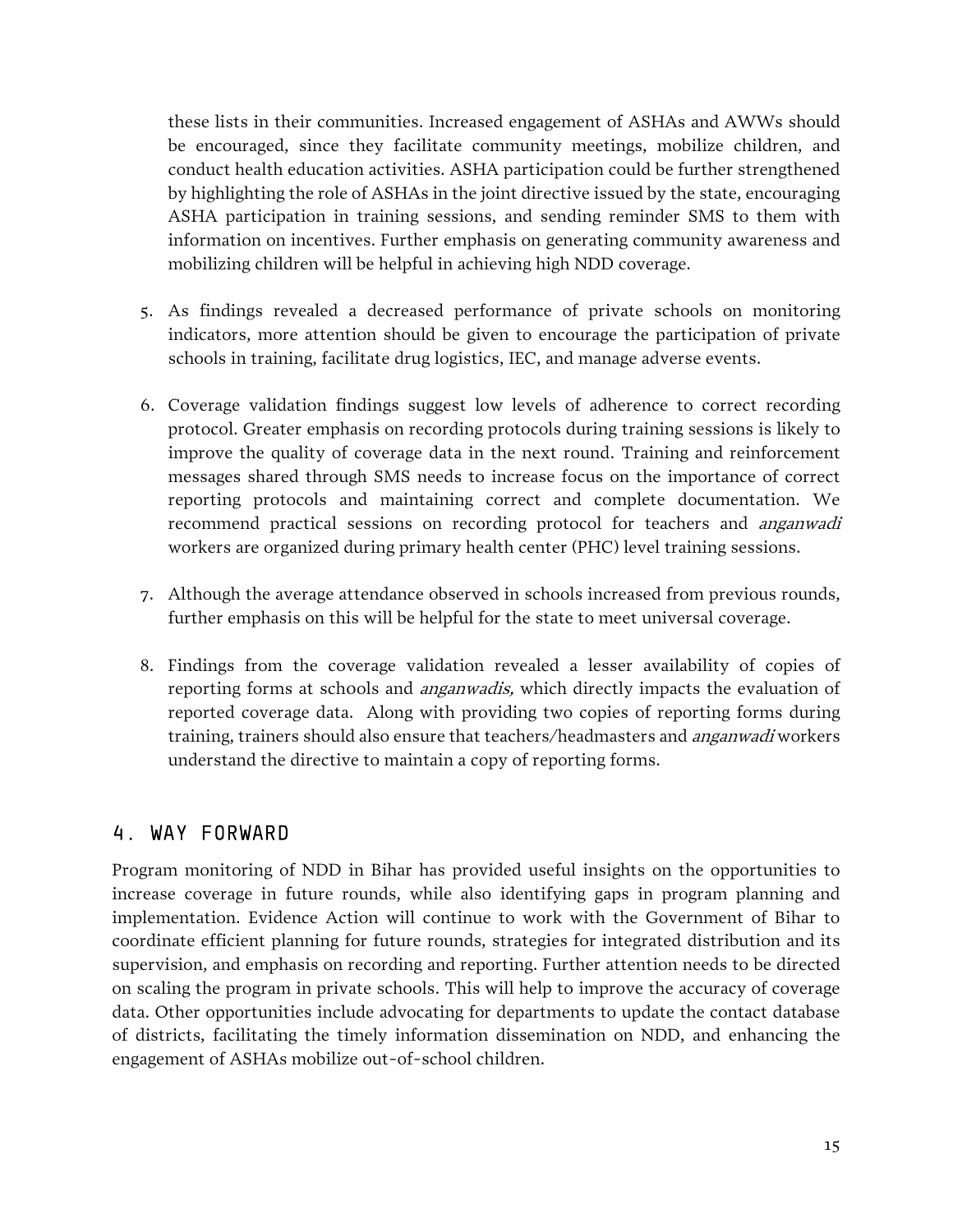these lists in their communities. Increased engagement of ASHAs and AWWs should be encouraged, since they facilitate community meetings, mobilize children, and conduct health education activities. ASHA participation could be further strengthened by highlighting the role of ASHAs in the joint directive issued by the state, encouraging ASHA participation in training sessions, and sending reminder SMS to them with information on incentives. Further emphasis on generating community awareness and mobilizing children will be helpful in achieving high NDD coverage.

5. As findings revealed a decreased performance of private schools on monitoring indicators, more attention should be given to encourage the participation of private schools in training, facilitate drug logistics, IEC, and manage adverse events.

6. Coverage validation findings suggest low levels of adherence to correct recording protocol. Greater emphasis on recording protocols during training sessions is likely to improve the quality of coverage data in the next round. Training and reinforcement messages shared through SMS needs to increase focus on the importance of correct reporting protocols and maintaining correct and complete documentation. We recommend practical sessions on recording protocol for teachers and *anganwadi* workers are organized during primary health center (PHC) level training sessions.

7. Although the average attendance observed in schools increased from previous rounds, further emphasis on this will be helpful for the state to meet universal coverage.

8. Findings from the coverage validation revealed a lesser availability of copies of reporting forms at schools and *anganwadis,* which directly impacts the evaluation of reported coverage data. Along with providing two copies of reporting forms during training, trainers should also ensure that teachers/headmasters and *anganwadi* workers understand the directive to maintain a copy of reporting forms.

## 4. WAY FORWARD

Program monitoring of NDD in Bihar has provided useful insights on the opportunities to increase coverage in future rounds, while also identifying gaps in program planning and implementation. Evidence Action will continue to work with the Government of Bihar to coordinate efficient planning for future rounds, strategies for integrated distribution and its supervision, and emphasis on recording and reporting. Further attention needs to be directed on scaling the program in private schools. This will help to improve the accuracy of coverage data. Other opportunities include advocating for departments to update the contact database of districts, facilitating the timely information dissemination on NDD, and enhancing the engagement of ASHAs mobilize out-of-school children.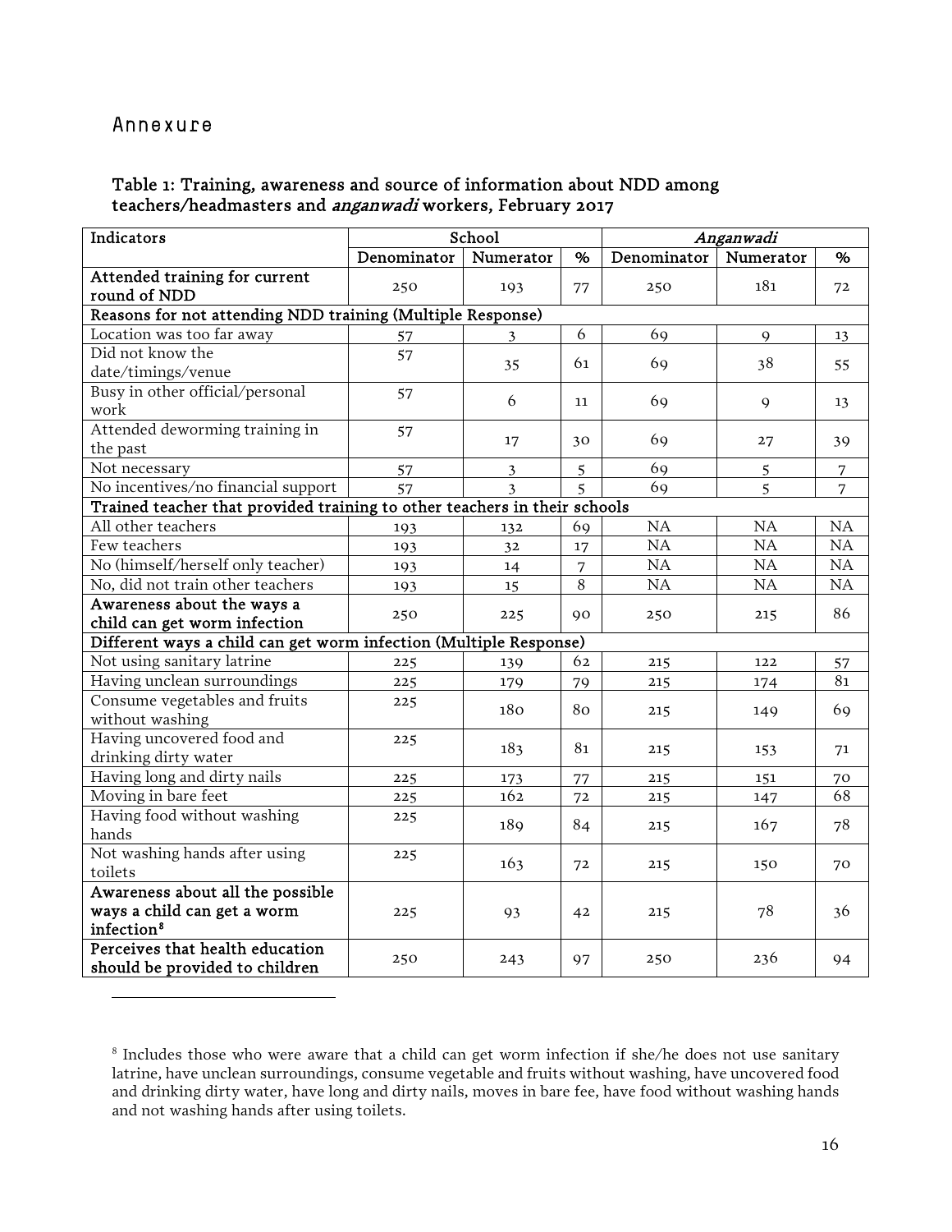# Annexure

## Table 1: Training, awareness and source of information about NDD among teachers/headmasters and *anganwadi* workers, February 2017

| Indicators | School | | | *Anganwadi* | | |
|---|---|---|---|---|---|---|
| | Denominator | Numerator | % | Denominator | Numerator | % |
| **Attended training for current round of NDD** | 250 | 193 | 77 | 250 | 181 | 72 |
| **Reasons for not attending NDD training (Multiple Response)** | | | | | | |
| Location was too far away | 57 | 3 | 6 | 69 | 9 | 13 |
| Did not know the date/timings/venue | 57 | 35 | 61 | 69 | 38 | 55 |
| Busy in other official/personal work | 57 | 6 | 11 | 69 | 9 | 13 |
| Attended deworming training in the past | 57 | 17 | 30 | 69 | 27 | 39 |
| Not necessary | 57 | 3 | 5 | 69 | 5 | 7 |
| No incentives/no financial support | 57 | 3 | 5 | 69 | 5 | 7 |
| **Trained teacher that provided training to other teachers in their schools** | | | | | | |
| All other teachers | 193 | 132 | 69 | NA | NA | NA |
| Few teachers | 193 | 32 | 17 | NA | NA | NA |
| No (himself/herself only teacher) | 193 | 14 | 7 | NA | NA | NA |
| No, did not train other teachers | 193 | 15 | 8 | NA | NA | NA |
| **Awareness about the ways a child can get worm infection** | 250 | 225 | 90 | 250 | 215 | 86 |
| **Different ways a child can get worm infection (Multiple Response)** | | | | | | |
| Not using sanitary latrine | 225 | 139 | 62 | 215 | 122 | 57 |
| Having unclean surroundings | 225 | 179 | 79 | 215 | 174 | 81 |
| Consume vegetables and fruits without washing | 225 | 180 | 80 | 215 | 149 | 69 |
| Having uncovered food and drinking dirty water | 225 | 183 | 81 | 215 | 153 | 71 |
| Having long and dirty nails | 225 | 173 | 77 | 215 | 151 | 70 |
| Moving in bare feet | 225 | 162 | 72 | 215 | 147 | 68 |
| Having food without washing hands | 225 | 189 | 84 | 215 | 167 | 78 |
| Not washing hands after using toilets | 225 | 163 | 72 | 215 | 150 | 70 |
| **Awareness about all the possible ways a child can get a worm infection[8]** | 225 | 93 | 42 | 215 | 78 | 36 |
| **Perceives that health education should be provided to children** | 250 | 243 | 97 | 250 | 236 | 94 |

[8] Includes those who were aware that a child can get worm infection if she/he does not use sanitary latrine, have unclean surroundings, consume vegetable and fruits without washing, have uncovered food and drinking dirty water, have long and dirty nails, moves in bare fee, have food without washing hands and not washing hands after using toilets.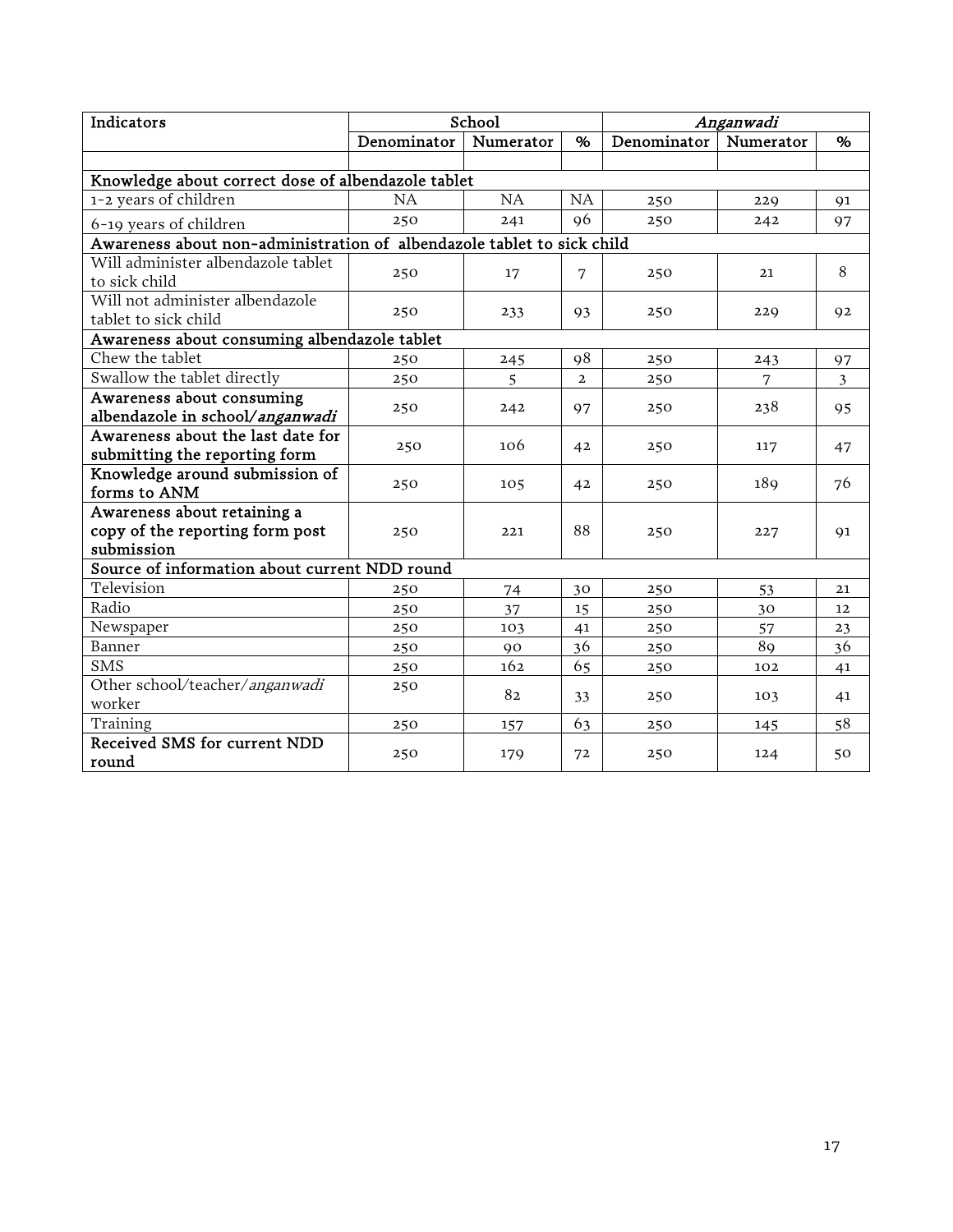| Indicators | School | | | *Anganwadi* | | |
|---|---|---|---|---|---|---|
| | Denominator | Numerator | % | Denominator | Numerator | % |
| | | | | | | |
| Knowledge about correct dose of albendazole tablet | | | | | | |
| 1-2 years of children | NA | NA | NA | 250 | 229 | 91 |
| 6-19 years of children | 250 | 241 | 96 | 250 | 242 | 97 |
| Awareness about non-administration of albendazole tablet to sick child | | | | | | |
| Will administer albendazole tablet to sick child | 250 | 17 | 7 | 250 | 21 | 8 |
| Will not administer albendazole tablet to sick child | 250 | 233 | 93 | 250 | 229 | 92 |
| Awareness about consuming albendazole tablet | | | | | | |
| Chew the tablet | 250 | 245 | 98 | 250 | 243 | 97 |
| Swallow the tablet directly | 250 | 5 | 2 | 250 | 7 | 3 |
| **Awareness about consuming albendazole in school/*anganwadi*** | 250 | 242 | 97 | 250 | 238 | 95 |
| **Awareness about the last date for submitting the reporting form** | 250 | 106 | 42 | 250 | 117 | 47 |
| **Knowledge around submission of forms to ANM** | 250 | 105 | 42 | 250 | 189 | 76 |
| **Awareness about retaining a copy of the reporting form post submission** | 250 | 221 | 88 | 250 | 227 | 91 |
| Source of information about current NDD round | | | | | | |
| Television | 250 | 74 | 30 | 250 | 53 | 21 |
| Radio | 250 | 37 | 15 | 250 | 30 | 12 |
| Newspaper | 250 | 103 | 41 | 250 | 57 | 23 |
| Banner | 250 | 90 | 36 | 250 | 89 | 36 |
| SMS | 250 | 162 | 65 | 250 | 102 | 41 |
| Other school/teacher/*anganwadi* worker | 250 | 82 | 33 | 250 | 103 | 41 |
| Training | 250 | 157 | 63 | 250 | 145 | 58 |
| **Received SMS for current NDD round** | 250 | 179 | 72 | 250 | 124 | 50 |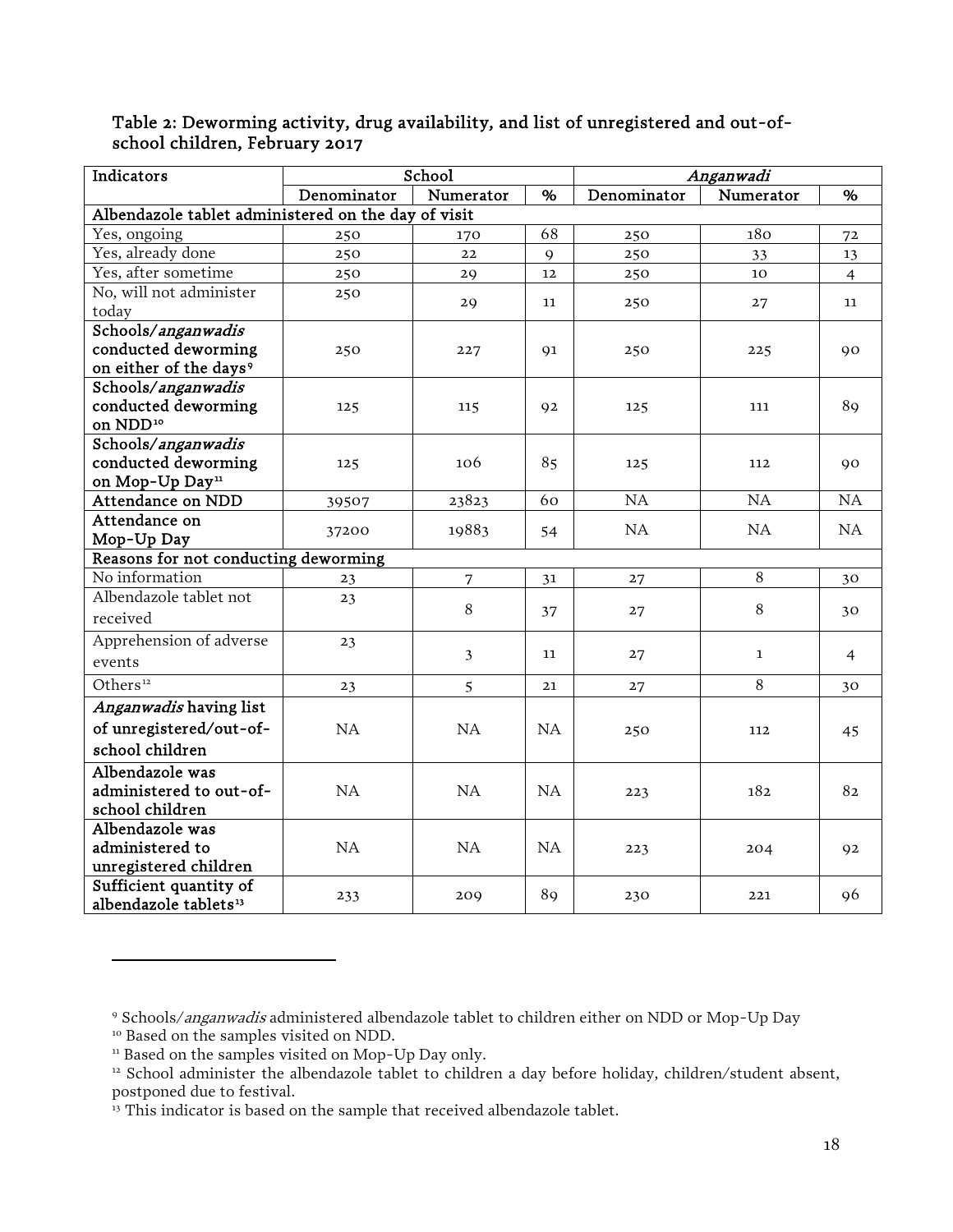Table 2: Deworming activity, drug availability, and list of unregistered and out-of-school children, February 2017

| Indicators | School | | | *Anganwadi* | | |
|---|---|---|---|---|---|---|
| | Denominator | Numerator | % | Denominator | Numerator | % |
| Albendazole tablet administered on the day of visit | | | | | | |
| Yes, ongoing | 250 | 170 | 68 | 250 | 180 | 72 |
| Yes, already done | 250 | 22 | 9 | 250 | 33 | 13 |
| Yes, after sometime | 250 | 29 | 12 | 250 | 10 | 4 |
| No, will not administer today | 250 | 29 | 11 | 250 | 27 | 11 |
| **Schools/*anganwadis* conducted deworming on either of the days**[9] | 250 | 227 | 91 | 250 | 225 | 90 |
| **Schools/*anganwadis* conducted deworming on NDD**[10] | 125 | 115 | 92 | 125 | 111 | 89 |
| **Schools/*anganwadis* conducted deworming on Mop-Up Day**[11] | 125 | 106 | 85 | 125 | 112 | 90 |
| **Attendance on NDD** | 39507 | 23823 | 60 | NA | NA | NA |
| **Attendance on Mop-Up Day** | 37200 | 19883 | 54 | NA | NA | NA |
| **Reasons for not conducting deworming** | | | | | | |
| No information | 23 | 7 | 31 | 27 | 8 | 30 |
| Albendazole tablet not received | 23 | 8 | 37 | 27 | 8 | 30 |
| Apprehension of adverse events | 23 | 3 | 11 | 27 | 1 | 4 |
| Others[12] | 23 | 5 | 21 | 27 | 8 | 30 |
| ***Anganwadis* having list of unregistered/out-of-school children** | NA | NA | NA | 250 | 112 | 45 |
| **Albendazole was administered to out-of-school children** | NA | NA | NA | 223 | 182 | 82 |
| **Albendazole was administered to unregistered children** | NA | NA | NA | 223 | 204 | 92 |
| **Sufficient quantity of albendazole tablets**[13] | 233 | 209 | 89 | 230 | 221 | 96 |

[9] Schools/*anganwadis* administered albendazole tablet to children either on NDD or Mop-Up Day

[10] Based on the samples visited on NDD.

[11] Based on the samples visited on Mop-Up Day only.

[12] School administer the albendazole tablet to children a day before holiday, children/student absent, postponed due to festival.

[13] This indicator is based on the sample that received albendazole tablet.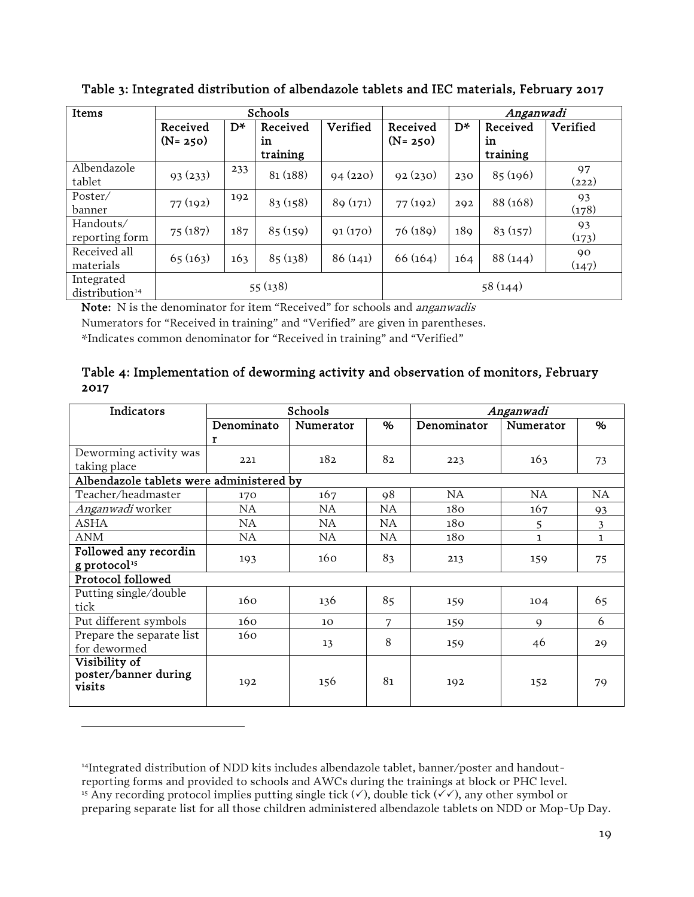### Table 3: Integrated distribution of albendazole tablets and IEC materials, February 2017

| Items | Schools | | | | *Anganwadi* | | | |
|---|---|---|---|---|---|---|---|---|
| | Received (N= 250) | D* | Received in training | Verified | Received (N= 250) | D* | Received in training | Verified |
| Albendazole tablet | 93 (233) | 233 | 81 (188) | 94 (220) | 92 (230) | 230 | 85 (196) | 97 (222) |
| Poster/ banner | 77 (192) | 192 | 83 (158) | 89 (171) | 77 (192) | 292 | 88 (168) | 93 (178) |
| Handouts/ reporting form | 75 (187) | 187 | 85 (159) | 91 (170) | 76 (189) | 189 | 83 (157) | 93 (173) |
| Received all materials | 65 (163) | 163 | 85 (138) | 86 (141) | 66 (164) | 164 | 88 (144) | 90 (147) |
| Integrated distribution[14] | 55 (138) | | | | 58 (144) | | | |

**Note:** N is the denominator for item "Received" for schools and *anganwadis*

Numerators for "Received in training" and "Verified" are given in parentheses.

*Indicates common denominator for "Received in training" and "Verified"

### Table 4: Implementation of deworming activity and observation of monitors, February 2017

| Indicators | Schools | | | *Anganwadi* | | |
|---|---|---|---|---|---|---|
| | Denominator | Numerator | % | Denominator | Numerator | % |
| Deworming activity was taking place | 221 | 182 | 82 | 223 | 163 | 73 |
| **Albendazole tablets were administered by** | | | | | | |
| Teacher/headmaster | 170 | 167 | 98 | NA | NA | NA |
| *Anganwadi* worker | NA | NA | NA | 180 | 167 | 93 |
| ASHA | NA | NA | NA | 180 | 5 | 3 |
| ANM | NA | NA | NA | 180 | 1 | 1 |
| **Followed any recording protocol[15]** | 193 | 160 | 83 | 213 | 159 | 75 |
| **Protocol followed** | | | | | | |
| Putting single/double tick | 160 | 136 | 85 | 159 | 104 | 65 |
| Put different symbols | 160 | 10 | 7 | 159 | 9 | 6 |
| Prepare the separate list for dewormed | 160 | 13 | 8 | 159 | 46 | 29 |
| **Visibility of poster/banner during visits** | 192 | 156 | 81 | 192 | 152 | 79 |

---

[14] Integrated distribution of NDD kits includes albendazole tablet, banner/poster and handout-reporting forms and provided to schools and AWCs during the trainings at block or PHC level.

[15] Any recording protocol implies putting single tick (✓), double tick (✓✓), any other symbol or preparing separate list for all those children administered albendazole tablets on NDD or Mop-Up Day.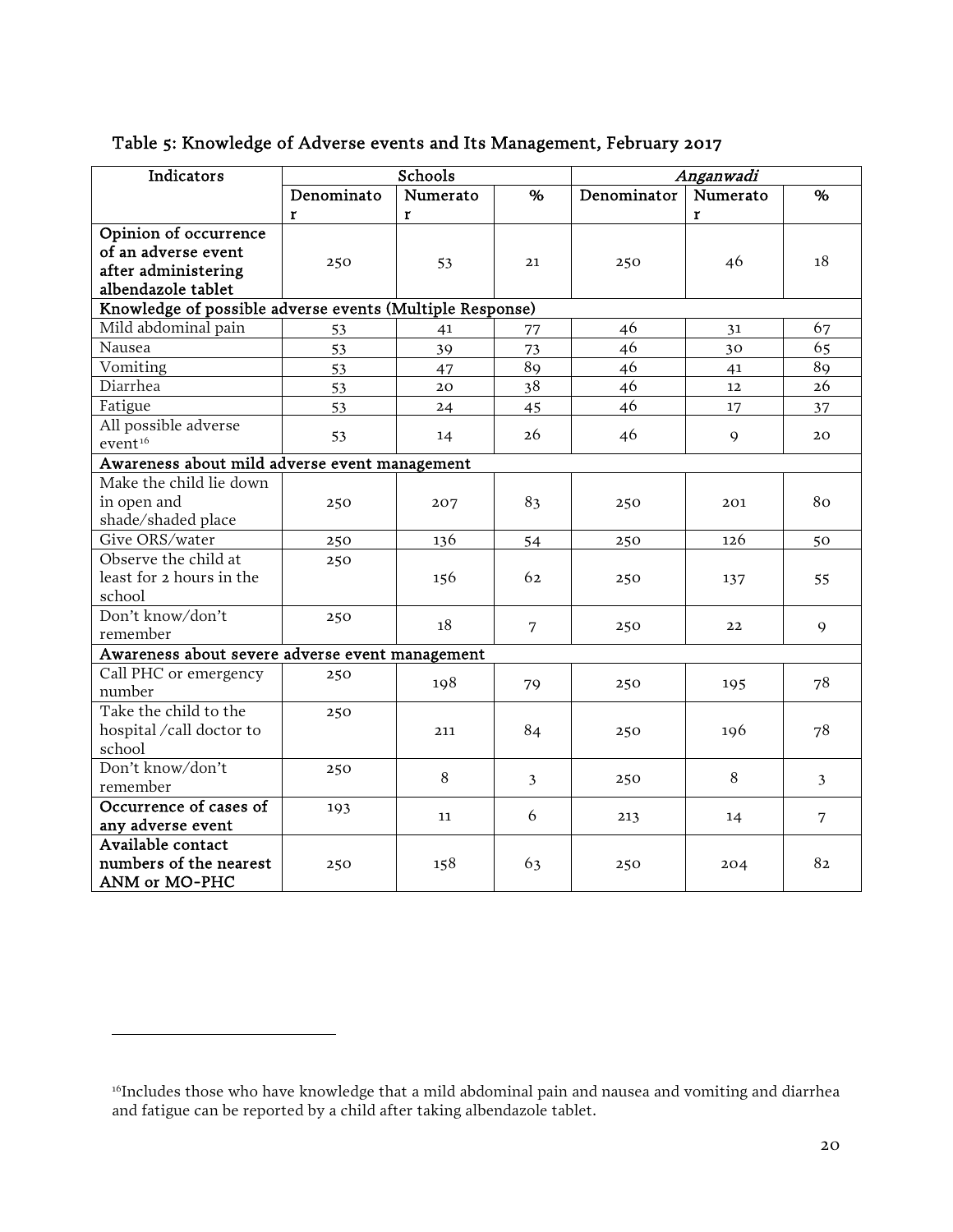## Table 5: Knowledge of Adverse events and Its Management, February 2017

| Indicators | Schools | | | *Anganwadi* | | |
|---|---|---|---|---|---|---|
| | Denominator | Numerator | % | Denominator | Numerator | % |
| **Opinion of occurrence of an adverse event after administering albendazole tablet** | 250 | 53 | 21 | 250 | 46 | 18 |
| **Knowledge of possible adverse events (Multiple Response)** | | | | | | |
| Mild abdominal pain | 53 | 41 | 77 | 46 | 31 | 67 |
| Nausea | 53 | 39 | 73 | 46 | 30 | 65 |
| Vomiting | 53 | 47 | 89 | 46 | 41 | 89 |
| Diarrhea | 53 | 20 | 38 | 46 | 12 | 26 |
| Fatigue | 53 | 24 | 45 | 46 | 17 | 37 |
| All possible adverse event[16] | 53 | 14 | 26 | 46 | 9 | 20 |
| **Awareness about mild adverse event management** | | | | | | |
| Make the child lie down in open and shade/shaded place | 250 | 207 | 83 | 250 | 201 | 80 |
| Give ORS/water | 250 | 136 | 54 | 250 | 126 | 50 |
| Observe the child at least for 2 hours in the school | 250 | 156 | 62 | 250 | 137 | 55 |
| Don't know/don't remember | 250 | 18 | 7 | 250 | 22 | 9 |
| **Awareness about severe adverse event management** | | | | | | |
| Call PHC or emergency number | 250 | 198 | 79 | 250 | 195 | 78 |
| Take the child to the hospital /call doctor to school | 250 | 211 | 84 | 250 | 196 | 78 |
| Don't know/don't remember | 250 | 8 | 3 | 250 | 8 | 3 |
| **Occurrence of cases of any adverse event** | 193 | 11 | 6 | 213 | 14 | 7 |
| **Available contact numbers of the nearest ANM or MO-PHC** | 250 | 158 | 63 | 250 | 204 | 82 |

[16] Includes those who have knowledge that a mild abdominal pain and nausea and vomiting and diarrhea and fatigue can be reported by a child after taking albendazole tablet.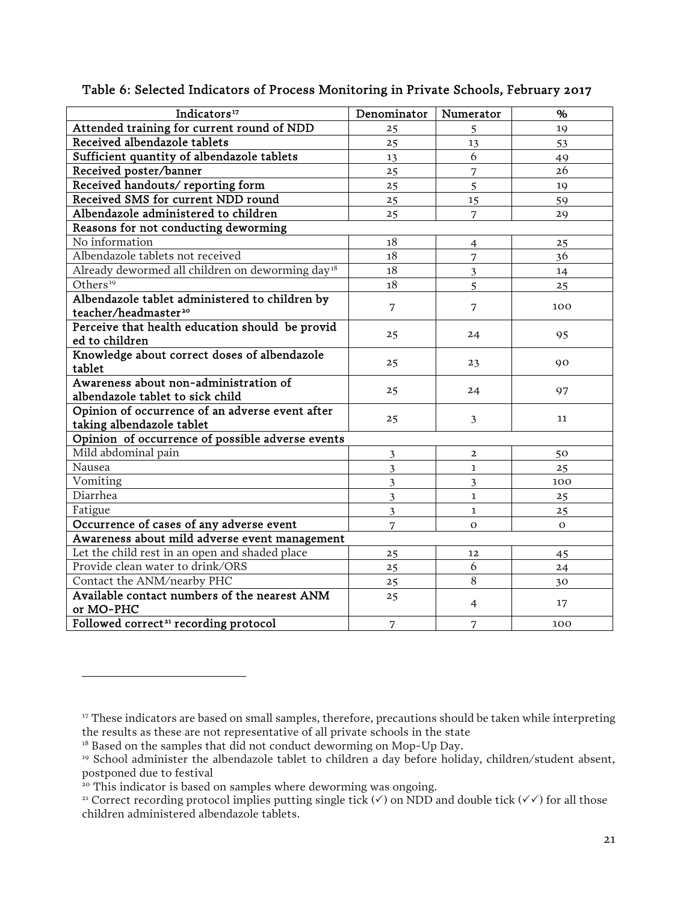## Table 6: Selected Indicators of Process Monitoring in Private Schools, February 2017

| Indicators[17] | Denominator | Numerator | % |
|---|---|---|---|
| **Attended training for current round of NDD** | 25 | 5 | 19 |
| **Received albendazole tablets** | 25 | 13 | 53 |
| **Sufficient quantity of albendazole tablets** | 13 | 6 | 49 |
| **Received poster/banner** | 25 | 7 | 26 |
| **Received handouts/ reporting form** | 25 | 5 | 19 |
| **Received SMS for current NDD round** | 25 | 15 | 59 |
| **Albendazole administered to children** | 25 | 7 | 29 |
| **Reasons for not conducting deworming** | | | |
| No information | 18 | 4 | 25 |
| Albendazole tablets not received | 18 | 7 | 36 |
| Already dewormed all children on deworming day[18] | 18 | 3 | 14 |
| Others[19] | 18 | 5 | 25 |
| **Albendazole tablet administered to children by teacher/headmaster[20]** | 7 | 7 | 100 |
| **Perceive that health education should be provid ed to children** | 25 | 24 | 95 |
| **Knowledge about correct doses of albendazole tablet** | 25 | 23 | 90 |
| **Awareness about non-administration of albendazole tablet to sick child** | 25 | 24 | 97 |
| **Opinion of occurrence of an adverse event after taking albendazole tablet** | 25 | 3 | 11 |
| **Opinion of occurrence of possible adverse events** | | | |
| Mild abdominal pain | 3 | 2 | 50 |
| Nausea | 3 | 1 | 25 |
| Vomiting | 3 | 3 | 100 |
| Diarrhea | 3 | 1 | 25 |
| Fatigue | 3 | 1 | 25 |
| **Occurrence of cases of any adverse event** | 7 | 0 | 0 |
| **Awareness about mild adverse event management** | | | |
| Let the child rest in an open and shaded place | 25 | 12 | 45 |
| Provide clean water to drink/ORS | 25 | 6 | 24 |
| Contact the ANM/nearby PHC | 25 | 8 | 30 |
| **Available contact numbers of the nearest ANM or MO-PHC** | 25 | 4 | 17 |
| **Followed correct[21] recording protocol** | 7 | 7 | 100 |

---

[17] These indicators are based on small samples, therefore, precautions should be taken while interpreting the results as these are not representative of all private schools in the state

[18] Based on the samples that did not conduct deworming on Mop-Up Day.

[19] School administer the albendazole tablet to children a day before holiday, children/student absent, postponed due to festival

[20] This indicator is based on samples where deworming was ongoing.

[21] Correct recording protocol implies putting single tick (✓) on NDD and double tick (✓✓) for all those children administered albendazole tablets.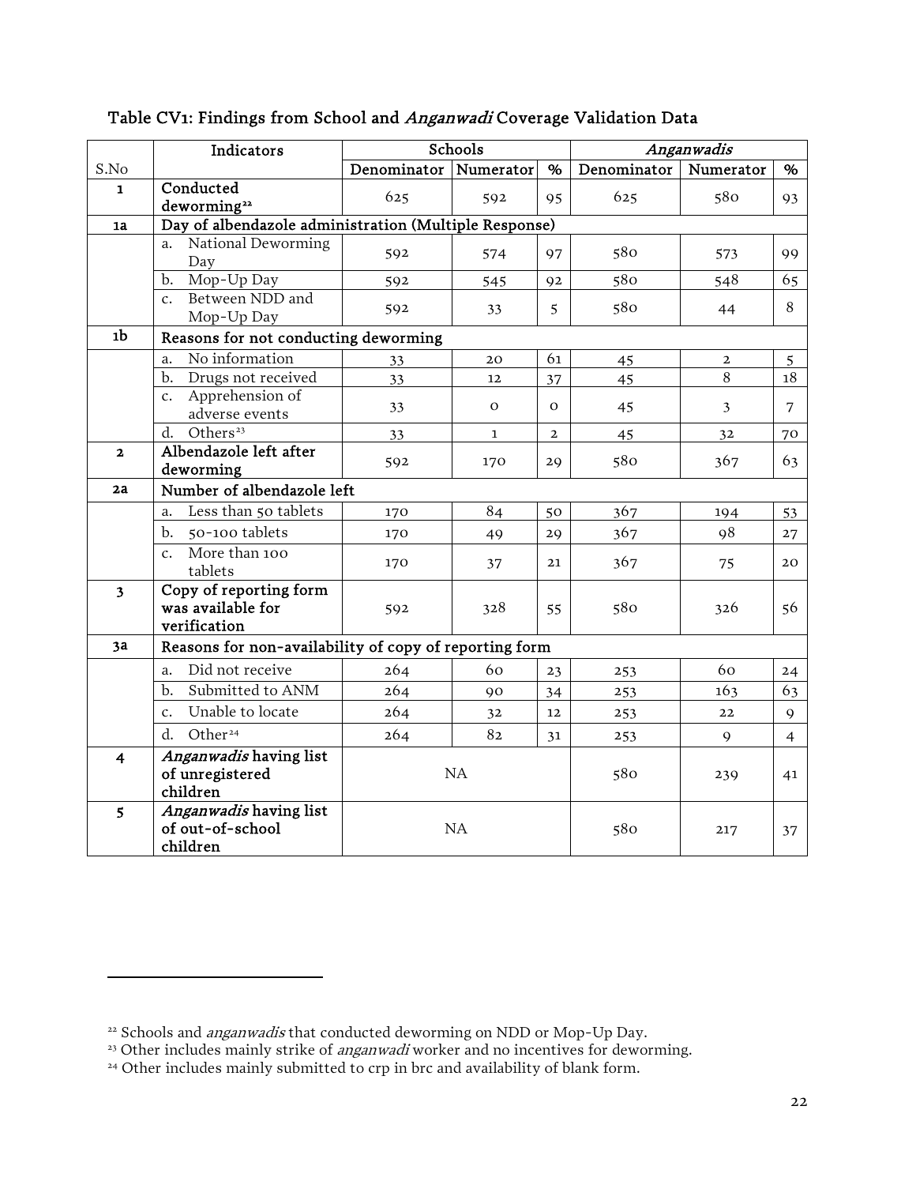Table CV1: Findings from School and *Anganwadi* Coverage Validation Data

| S.No | Indicators | Schools | | | *Anganwadis* | | |
|---|---|---|---|---|---|---|---|
| | | Denominator | Numerator | % | Denominator | Numerator | % |
| 1 | **Conducted deworming**[22] | 625 | 592 | 95 | 625 | 580 | 93 |
| 1a | **Day of albendazole administration (Multiple Response)** | | | | | | |
| | a. National Deworming Day | 592 | 574 | 97 | 580 | 573 | 99 |
| | b. Mop-Up Day | 592 | 545 | 92 | 580 | 548 | 65 |
| | c. Between NDD and Mop-Up Day | 592 | 33 | 5 | 580 | 44 | 8 |
| 1b | **Reasons for not conducting deworming** | | | | | | |
| | a. No information | 33 | 20 | 61 | 45 | 2 | 5 |
| | b. Drugs not received | 33 | 12 | 37 | 45 | 8 | 18 |
| | c. Apprehension of adverse events | 33 | 0 | 0 | 45 | 3 | 7 |
| | d. Others[23] | 33 | 1 | 2 | 45 | 32 | 70 |
| 2 | **Albendazole left after deworming** | 592 | 170 | 29 | 580 | 367 | 63 |
| 2a | **Number of albendazole left** | | | | | | |
| | a. Less than 50 tablets | 170 | 84 | 50 | 367 | 194 | 53 |
| | b. 50-100 tablets | 170 | 49 | 29 | 367 | 98 | 27 |
| | c. More than 100 tablets | 170 | 37 | 21 | 367 | 75 | 20 |
| 3 | **Copy of reporting form was available for verification** | 592 | 328 | 55 | 580 | 326 | 56 |
| 3a | **Reasons for non-availability of copy of reporting form** | | | | | | |
| | a. Did not receive | 264 | 60 | 23 | 253 | 60 | 24 |
| | b. Submitted to ANM | 264 | 90 | 34 | 253 | 163 | 63 |
| | c. Unable to locate | 264 | 32 | 12 | 253 | 22 | 9 |
| | d. Other[24] | 264 | 82 | 31 | 253 | 9 | 4 |
| 4 | ***Anganwadis* having list of unregistered children** | NA | | | 580 | 239 | 41 |
| 5 | ***Anganwadis* having list of out-of-school children** | NA | | | 580 | 217 | 37 |

[22] Schools and *anganwadis* that conducted deworming on NDD or Mop-Up Day.

[23] Other includes mainly strike of *anganwadi* worker and no incentives for deworming.

[24] Other includes mainly submitted to crp in brc and availability of blank form.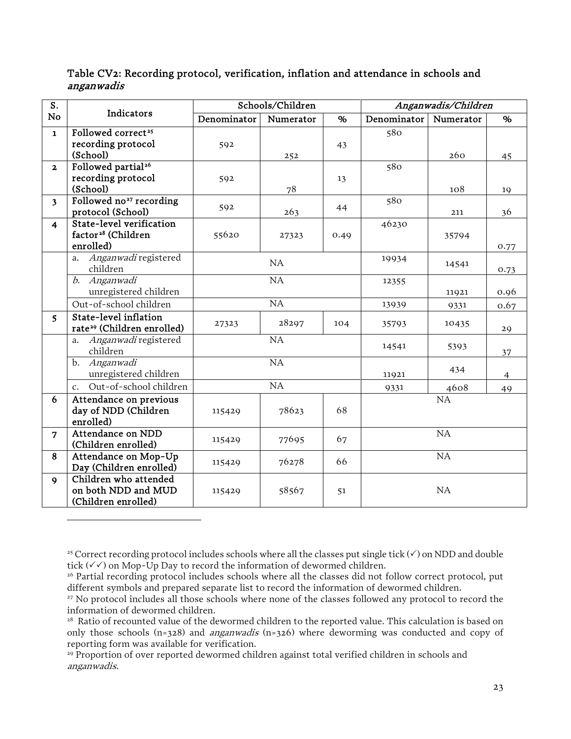### Table CV2: Recording protocol, verification, inflation and attendance in schools and *anganwadis*

| S. No | Indicators | Schools/Children | | | *Anganwadis/Children* | | |
|---|---|---|---|---|---|---|---|
| | | Denominator | Numerator | % | Denominator | Numerator | % |
| 1 | **Followed correct[25] recording protocol (School)** | 592 | 252 | 43 | 580 | 260 | 45 |
| 2 | **Followed partial[26] recording protocol (School)** | 592 | 78 | 13 | 580 | 108 | 19 |
| 3 | **Followed no[27] recording protocol (School)** | 592 | 263 | 44 | 580 | 211 | 36 |
| 4 | **State-level verification factor[28] (Children enrolled)** | 55620 | 27323 | 0.49 | 46230 | 35794 | 0.77 |
| | a. *Anganwadi* registered children | NA | | | 19934 | 14541 | 0.73 |
| | *b. Anganwadi* unregistered children | NA | | | 12355 | 11921 | 0.96 |
| | Out-of-school children | NA | | | 13939 | 9331 | 0.67 |
| 5 | **State-level inflation rate[29] (Children enrolled)** | 27323 | 28297 | 104 | 35793 | 10435 | 29 |
| | a. *Anganwadi* registered children | NA | | | 14541 | 5393 | 37 |
| | b. *Anganwadi* unregistered children | NA | | | 11921 | 434 | 4 |
| | c. Out-of-school children | NA | | | 9331 | 4608 | 49 |
| 6 | **Attendance on previous day of NDD (Children enrolled)** | 115429 | 78623 | 68 | NA | | |
| 7 | **Attendance on NDD (Children enrolled)** | 115429 | 77695 | 67 | NA | | |
| 8 | **Attendance on Mop-Up Day (Children enrolled)** | 115429 | 76278 | 66 | NA | | |
| 9 | **Children who attended on both NDD and MUD (Children enrolled)** | 115429 | 58567 | 51 | NA | | |

---

[25] Correct recording protocol includes schools where all the classes put single tick (✓) on NDD and double tick (✓✓) on Mop-Up Day to record the information of dewormed children.

[26] Partial recording protocol includes schools where all the classes did not follow correct protocol, put different symbols and prepared separate list to record the information of dewormed children.

[27] No protocol includes all those schools where none of the classes followed any protocol to record the information of dewormed children.

[28] Ratio of recounted value of the dewormed children to the reported value. This calculation is based on only those schools (n=328) and *anganwadis* (n=326) where deworming was conducted and copy of reporting form was available for verification.

[29] Proportion of over reported dewormed children against total verified children in schools and *anganwadis.*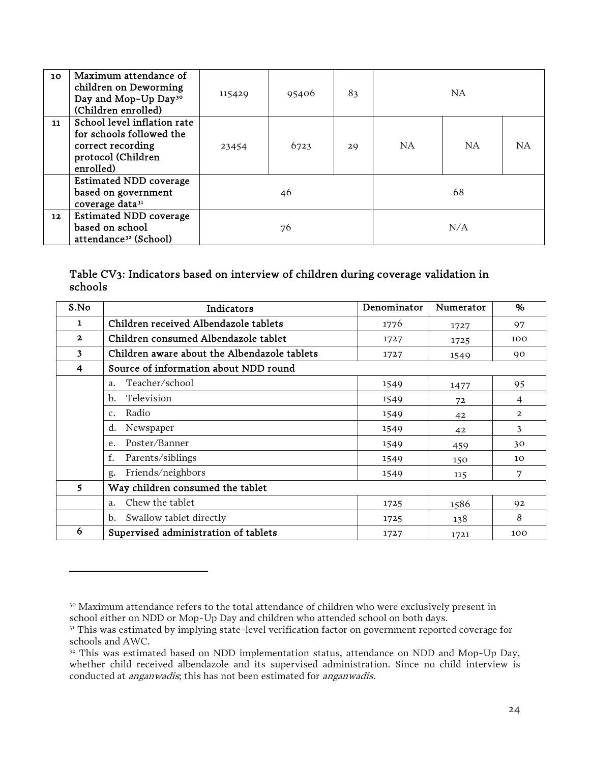| | | | | | | | |
|---|---|---|---|---|---|---|---|
| 10 | Maximum attendance of children on Deworming Day and Mop-Up Day[30] (Children enrolled) | 115429 | 95406 | 83 | NA | | |
| 11 | School level inflation rate for schools followed the correct recording protocol (Children enrolled) | 23454 | 6723 | 29 | NA | NA | NA |
| | Estimated NDD coverage based on government coverage data[31] | 46 | | | 68 | | |
| 12 | Estimated NDD coverage based on school attendance[32] (School) | 76 | | | N/A | | |

### Table CV3: Indicators based on interview of children during coverage validation in schools

| S.No | Indicators | Denominator | Numerator | % |
|---|---|---|---|---|
| 1 | Children received Albendazole tablets | 1776 | 1727 | 97 |
| 2 | Children consumed Albendazole tablet | 1727 | 1725 | 100 |
| 3 | Children aware about the Albendazole tablets | 1727 | 1549 | 90 |
| 4 | Source of information about NDD round | | | |
| | a. Teacher/school | 1549 | 1477 | 95 |
| | b. Television | 1549 | 72 | 4 |
| | c. Radio | 1549 | 42 | 2 |
| | d. Newspaper | 1549 | 42 | 3 |
| | e. Poster/Banner | 1549 | 459 | 30 |
| | f. Parents/siblings | 1549 | 150 | 10 |
| | g. Friends/neighbors | 1549 | 115 | 7 |
| 5 | Way children consumed the tablet | | | |
| | a. Chew the tablet | 1725 | 1586 | 92 |
| | b. Swallow tablet directly | 1725 | 138 | 8 |
| 6 | Supervised administration of tablets | 1727 | 1721 | 100 |

[30] Maximum attendance refers to the total attendance of children who were exclusively present in school either on NDD or Mop-Up Day and children who attended school on both days.

[31] This was estimated by implying state-level verification factor on government reported coverage for schools and AWC.

[32] This was estimated based on NDD implementation status, attendance on NDD and Mop-Up Day, whether child received albendazole and its supervised administration. Since no child interview is conducted at *anganwadis*; this has not been estimated for *anganwadis.*